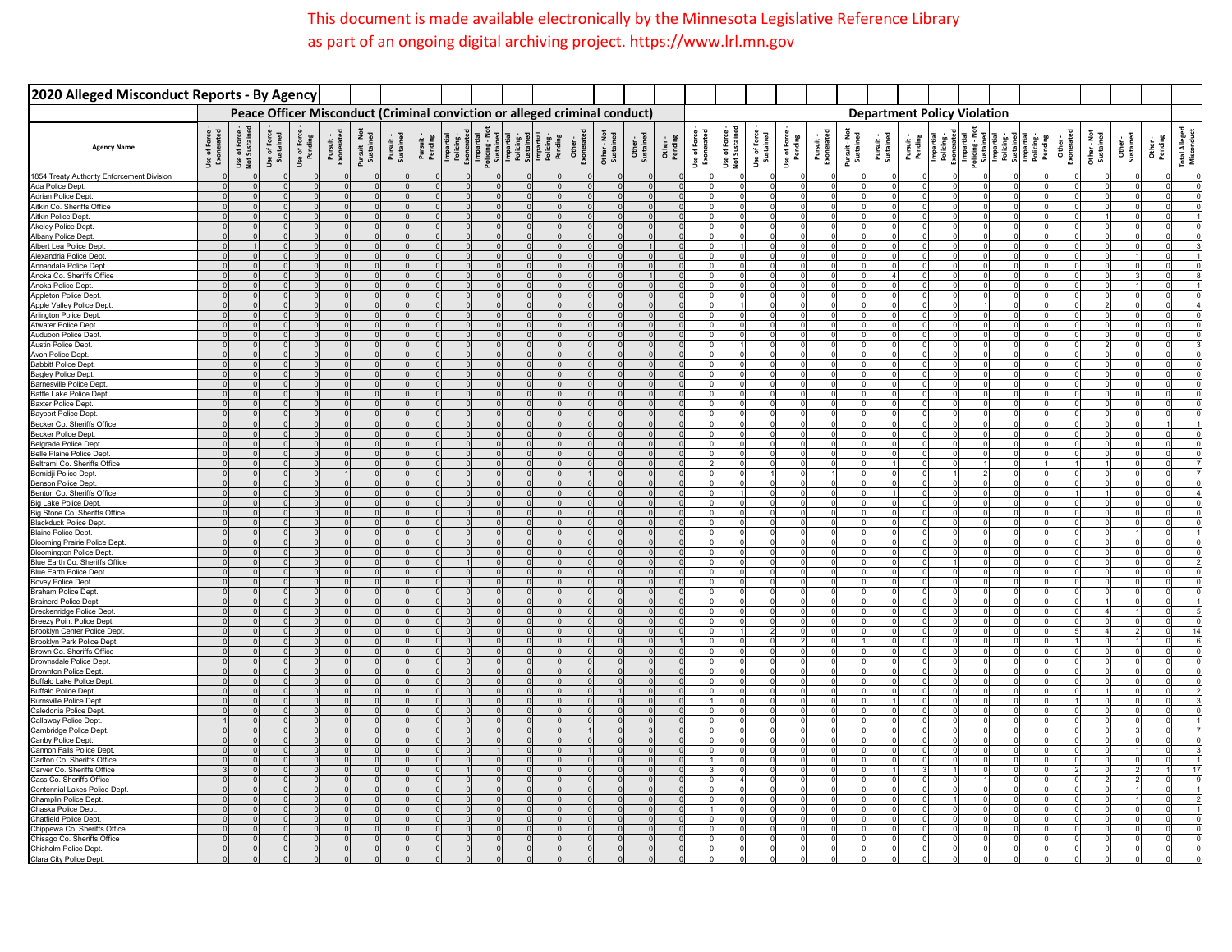This document is made available electronically by the Minnesota Legislative Reference Library as part of an ongoing digital archiving project. https://www.lrl.mn.gov

# 2020 Alleged Misconduct Reports - By Agency

| Agency Name | Peace Officer Misconduct (Criminal conviction or alleged criminal conduct) | | | | | | | | | | | | | | | | Department Policy Violation | | | | | | | | | | | | | | | | |
|---|---|---|---|---|---|---|---|---|---|---|---|---|---|---|---|---|---|---|---|---|---|---|---|---|---|---|---|---|---|---|---|---|---|
| | Use of Force - Exonerated | Use of Force - Not Sustained | Use of Force - Sustained | Use of Force - Pending | Pursuit - Exonerated | Pursuit - Not Sustained | Pursuit - Sustained | Pursuit - Pending | Impartial Policing - Exonerated | Impartial Policing - Not Sustained | Impartial Policing - Sustained | Impartial Policing - Pending | Other - Exonerated | Other - Not Sustained | Other - Sustained | Other - Pending | Use of Force - Exonerated | Use of Force - Not Sustained | Use of Force - Sustained | Use of Force - Pending | Pursuit - Exonerated | Pursuit - Not Sustained | Pursuit - Sustained | Pursuit - Pending | Impartial Policing - Exonerated | Impartial Policing - Not Sustained | Impartial Policing - Sustained | Impartial Policing - Pending | Other - Exonerated | Other - Not Sustained | Other - Sustained | Other - Pending | Total Alleged Misconduct |
| 1854 Treaty Authority Enforcement Division | 0 | 0 | 0 | 0 | 0 | 0 | 0 | 0 | 0 | 0 | 0 | 0 | 0 | 0 | 0 | 0 | 0 | 0 | 0 | 0 | 0 | 0 | 0 | 0 | 0 | 0 | 0 | 0 | 0 | 0 | 0 | 0 | 0 |
| Ada Police Dept. | 0 | 0 | 0 | 0 | 0 | 0 | 0 | 0 | 0 | 0 | 0 | 0 | 0 | 0 | 0 | 0 | 0 | 0 | 0 | 0 | 0 | 0 | 0 | 0 | 0 | 0 | 0 | 0 | 0 | 0 | 0 | 0 | 0 |
| Adrian Police Dept. | 0 | 0 | 0 | 0 | 0 | 0 | 0 | 0 | 0 | 0 | 0 | 0 | 0 | 0 | 0 | 0 | 0 | 0 | 0 | 0 | 0 | 0 | 0 | 0 | 0 | 0 | 0 | 0 | 0 | 0 | 0 | 0 | 0 |
| Aitkin Co. Sheriffs Office | 0 | 0 | 0 | 0 | 0 | 0 | 0 | 0 | 0 | 0 | 0 | 0 | 0 | 0 | 0 | 0 | 0 | 0 | 0 | 0 | 0 | 0 | 0 | 0 | 0 | 0 | 0 | 0 | 0 | 0 | 0 | 0 | 0 |
| Aitkin Police Dept. | 0 | 0 | 0 | 0 | 0 | 0 | 0 | 0 | 0 | 0 | 0 | 0 | 0 | 0 | 0 | 0 | 0 | 0 | 0 | 0 | 0 | 0 | 0 | 0 | 0 | 0 | 0 | 0 | 0 | 1 | 0 | 0 | 1 |
| Akeley Police Dept. | 0 | 0 | 0 | 0 | 0 | 0 | 0 | 0 | 0 | 0 | 0 | 0 | 0 | 0 | 0 | 0 | 0 | 0 | 0 | 0 | 0 | 0 | 0 | 0 | 0 | 0 | 0 | 0 | 0 | 0 | 0 | 0 | 0 |
| Albany Police Dept. | 0 | 0 | 0 | 0 | 0 | 0 | 0 | 0 | 0 | 0 | 0 | 0 | 0 | 0 | 0 | 0 | 0 | 0 | 0 | 0 | 0 | 0 | 0 | 0 | 0 | 0 | 0 | 0 | 0 | 0 | 0 | 0 | 0 |
| Albert Lea Police Dept. | 0 | 1 | 0 | 0 | 0 | 0 | 0 | 0 | 0 | 0 | 0 | 0 | 0 | 0 | 1 | 0 | 0 | 1 | 0 | 0 | 0 | 0 | 0 | 0 | 0 | 0 | 0 | 0 | 0 | 0 | 0 | 0 | 3 |
| Alexandria Police Dept. | 0 | 0 | 0 | 0 | 0 | 0 | 0 | 0 | 0 | 0 | 0 | 0 | 0 | 0 | 0 | 0 | 0 | 0 | 0 | 0 | 0 | 0 | 0 | 0 | 0 | 0 | 0 | 0 | 0 | 0 | 1 | 0 | 1 |
| Annandale Police Dept. | 0 | 0 | 0 | 0 | 0 | 0 | 0 | 0 | 0 | 0 | 0 | 0 | 0 | 0 | 0 | 0 | 0 | 0 | 0 | 0 | 0 | 0 | 0 | 0 | 0 | 0 | 0 | 0 | 0 | 0 | 0 | 0 | 0 |
| Anoka Co. Sheriffs Office | 0 | 0 | 0 | 0 | 0 | 0 | 0 | 0 | 0 | 0 | 0 | 0 | 0 | 0 | 1 | 0 | 0 | 0 | 0 | 0 | 0 | 0 | 4 | 0 | 0 | 0 | 0 | 0 | 0 | 0 | 3 | 0 | 8 |
| Anoka Police Dept. | 0 | 0 | 0 | 0 | 0 | 0 | 0 | 0 | 0 | 0 | 0 | 0 | 0 | 0 | 0 | 0 | 0 | 0 | 0 | 0 | 0 | 0 | 0 | 0 | 0 | 0 | 0 | 0 | 0 | 0 | 1 | 0 | 1 |
| Appleton Police Dept. | 0 | 0 | 0 | 0 | 0 | 0 | 0 | 0 | 0 | 0 | 0 | 0 | 0 | 0 | 0 | 0 | 0 | 0 | 0 | 0 | 0 | 0 | 0 | 0 | 0 | 0 | 0 | 0 | 0 | 0 | 0 | 0 | 0 |
| Apple Valley Police Dept. | 0 | 0 | 0 | 0 | 0 | 0 | 0 | 0 | 0 | 0 | 0 | 0 | 0 | 0 | 0 | 0 | 0 | 1 | 0 | 0 | 0 | 0 | 0 | 0 | 0 | 1 | 0 | 0 | 0 | 2 | 0 | 0 | 4 |
| Arlington Police Dept. | 0 | 0 | 0 | 0 | 0 | 0 | 0 | 0 | 0 | 0 | 0 | 0 | 0 | 0 | 0 | 0 | 0 | 0 | 0 | 0 | 0 | 0 | 0 | 0 | 0 | 0 | 0 | 0 | 0 | 0 | 0 | 0 | 0 |
| Atwater Police Dept. | 0 | 0 | 0 | 0 | 0 | 0 | 0 | 0 | 0 | 0 | 0 | 0 | 0 | 0 | 0 | 0 | 0 | 0 | 0 | 0 | 0 | 0 | 0 | 0 | 0 | 0 | 0 | 0 | 0 | 0 | 0 | 0 | 0 |
| Audubon Police Dept. | 0 | 0 | 0 | 0 | 0 | 0 | 0 | 0 | 0 | 0 | 0 | 0 | 0 | 0 | 0 | 0 | 0 | 0 | 0 | 0 | 0 | 0 | 0 | 0 | 0 | 0 | 0 | 0 | 0 | 0 | 0 | 0 | 0 |
| Austin Police Dept. | 0 | 0 | 0 | 0 | 0 | 0 | 0 | 0 | 0 | 0 | 0 | 0 | 0 | 0 | 0 | 0 | 0 | 1 | 0 | 0 | 0 | 0 | 0 | 0 | 0 | 0 | 0 | 0 | 0 | 2 | 0 | 0 | 3 |
| Avon Police Dept. | 0 | 0 | 0 | 0 | 0 | 0 | 0 | 0 | 0 | 0 | 0 | 0 | 0 | 0 | 0 | 0 | 0 | 0 | 0 | 0 | 0 | 0 | 0 | 0 | 0 | 0 | 0 | 0 | 0 | 0 | 0 | 0 | 0 |
| Babbitt Police Dept. | 0 | 0 | 0 | 0 | 0 | 0 | 0 | 0 | 0 | 0 | 0 | 0 | 0 | 0 | 0 | 0 | 0 | 0 | 0 | 0 | 0 | 0 | 0 | 0 | 0 | 0 | 0 | 0 | 0 | 0 | 0 | 0 | 0 |
| Bagley Police Dept. | 0 | 0 | 0 | 0 | 0 | 0 | 0 | 0 | 0 | 0 | 0 | 0 | 0 | 0 | 0 | 0 | 0 | 0 | 0 | 0 | 0 | 0 | 0 | 0 | 0 | 0 | 0 | 0 | 0 | 0 | 0 | 0 | 0 |
| Barnesville Police Dept. | 0 | 0 | 0 | 0 | 0 | 0 | 0 | 0 | 0 | 0 | 0 | 0 | 0 | 0 | 0 | 0 | 0 | 0 | 0 | 0 | 0 | 0 | 0 | 0 | 0 | 0 | 0 | 0 | 0 | 0 | 0 | 0 | 0 |
| Battle Lake Police Dept. | 0 | 0 | 0 | 0 | 0 | 0 | 0 | 0 | 0 | 0 | 0 | 0 | 0 | 0 | 0 | 0 | 0 | 0 | 0 | 0 | 0 | 0 | 0 | 0 | 0 | 0 | 0 | 0 | 0 | 0 | 0 | 0 | 0 |
| Baxter Police Dept. | 0 | 0 | 0 | 0 | 0 | 0 | 0 | 0 | 0 | 0 | 0 | 0 | 0 | 0 | 0 | 0 | 0 | 0 | 0 | 0 | 0 | 0 | 0 | 0 | 0 | 0 | 0 | 0 | 0 | 0 | 0 | 0 | 0 |
| Bayport Police Dept. | 0 | 0 | 0 | 0 | 0 | 0 | 0 | 0 | 0 | 0 | 0 | 0 | 0 | 0 | 0 | 0 | 0 | 0 | 0 | 0 | 0 | 0 | 0 | 0 | 0 | 0 | 0 | 0 | 0 | 0 | 0 | 0 | 0 |
| Becker Co. Sheriffs Office | 0 | 0 | 0 | 0 | 0 | 0 | 0 | 0 | 0 | 0 | 0 | 0 | 0 | 0 | 0 | 0 | 0 | 0 | 0 | 0 | 0 | 0 | 0 | 0 | 0 | 0 | 0 | 0 | 0 | 0 | 0 | 1 | 1 |
| Becker Police Dept. | 0 | 0 | 0 | 0 | 0 | 0 | 0 | 0 | 0 | 0 | 0 | 0 | 0 | 0 | 0 | 0 | 0 | 0 | 0 | 0 | 0 | 0 | 0 | 0 | 0 | 0 | 0 | 0 | 0 | 0 | 0 | 0 | 0 |
| Belgrade Police Dept. | 0 | 0 | 0 | 0 | 0 | 0 | 0 | 0 | 0 | 0 | 0 | 0 | 0 | 0 | 0 | 0 | 0 | 0 | 0 | 0 | 0 | 0 | 0 | 0 | 0 | 0 | 0 | 0 | 0 | 0 | 0 | 0 | 0 |
| Belle Plaine Police Dept. | 0 | 0 | 0 | 0 | 0 | 0 | 0 | 0 | 0 | 0 | 0 | 0 | 0 | 0 | 0 | 0 | 0 | 0 | 0 | 0 | 0 | 0 | 0 | 0 | 0 | 0 | 0 | 0 | 0 | 0 | 0 | 0 | 0 |
| Beltrami Co. Sheriffs Office | 0 | 0 | 0 | 0 | 0 | 0 | 0 | 0 | 0 | 0 | 0 | 0 | 0 | 0 | 0 | 0 | 2 | 0 | 0 | 0 | 0 | 0 | 1 | 0 | 0 | 1 | 0 | 1 | 1 | 1 | 0 | 0 | 7 |
| Bemidji Police Dept. | 0 | 0 | 0 | 0 | 1 | 0 | 0 | 0 | 0 | 0 | 0 | 0 | 1 | 0 | 0 | 0 | 0 | 0 | 1 | 0 | 1 | 0 | 0 | 0 | 1 | 2 | 0 | 0 | 0 | 0 | 0 | 0 | 7 |
| Benson Police Dept. | 0 | 0 | 0 | 0 | 0 | 0 | 0 | 0 | 0 | 0 | 0 | 0 | 0 | 0 | 0 | 0 | 0 | 0 | 0 | 0 | 0 | 0 | 0 | 0 | 0 | 0 | 0 | 0 | 0 | 0 | 0 | 0 | 0 |
| Benton Co. Sheriffs Office | 0 | 0 | 0 | 0 | 0 | 0 | 0 | 0 | 0 | 0 | 0 | 0 | 0 | 0 | 0 | 0 | 0 | 1 | 0 | 0 | 0 | 0 | 1 | 0 | 0 | 0 | 0 | 0 | 1 | 1 | 0 | 0 | 4 |
| Big Lake Police Dept. | 0 | 0 | 0 | 0 | 0 | 0 | 0 | 0 | 0 | 0 | 0 | 0 | 0 | 0 | 0 | 0 | 0 | 0 | 0 | 0 | 0 | 0 | 0 | 0 | 0 | 0 | 0 | 0 | 0 | 0 | 0 | 0 | 0 |
| Big Stone Co. Sheriffs Office | 0 | 0 | 0 | 0 | 0 | 0 | 0 | 0 | 0 | 0 | 0 | 0 | 0 | 0 | 0 | 0 | 0 | 0 | 0 | 0 | 0 | 0 | 0 | 0 | 0 | 0 | 0 | 0 | 0 | 0 | 0 | 0 | 0 |
| Blackduck Police Dept. | 0 | 0 | 0 | 0 | 0 | 0 | 0 | 0 | 0 | 0 | 0 | 0 | 0 | 0 | 0 | 0 | 0 | 0 | 0 | 0 | 0 | 0 | 0 | 0 | 0 | 0 | 0 | 0 | 0 | 0 | 0 | 0 | 0 |
| Blaine Police Dept. | 0 | 0 | 0 | 0 | 0 | 0 | 0 | 0 | 0 | 0 | 0 | 0 | 0 | 0 | 0 | 0 | 0 | 0 | 0 | 0 | 0 | 0 | 0 | 0 | 0 | 0 | 0 | 0 | 0 | 0 | 1 | 0 | 1 |
| Blooming Prairie Police Dept. | 0 | 0 | 0 | 0 | 0 | 0 | 0 | 0 | 0 | 0 | 0 | 0 | 0 | 0 | 0 | 0 | 0 | 0 | 0 | 0 | 0 | 0 | 0 | 0 | 0 | 0 | 0 | 0 | 0 | 0 | 0 | 0 | 0 |
| Bloomington Police Dept. | 0 | 0 | 0 | 0 | 0 | 0 | 0 | 0 | 0 | 0 | 0 | 0 | 0 | 0 | 0 | 0 | 0 | 0 | 0 | 0 | 0 | 0 | 0 | 0 | 0 | 0 | 0 | 0 | 0 | 0 | 0 | 0 | 0 |
| Blue Earth Co. Sheriffs Office | 0 | 0 | 0 | 0 | 0 | 0 | 0 | 0 | 1 | 0 | 0 | 0 | 0 | 0 | 0 | 0 | 0 | 0 | 0 | 0 | 0 | 0 | 0 | 0 | 1 | 0 | 0 | 0 | 0 | 0 | 0 | 0 | 2 |
| Blue Earth Police Dept. | 0 | 0 | 0 | 0 | 0 | 0 | 0 | 0 | 0 | 0 | 0 | 0 | 0 | 0 | 0 | 0 | 0 | 0 | 0 | 0 | 0 | 0 | 0 | 0 | 0 | 0 | 0 | 0 | 0 | 0 | 0 | 0 | 0 |
| Bovey Police Dept. | 0 | 0 | 0 | 0 | 0 | 0 | 0 | 0 | 0 | 0 | 0 | 0 | 0 | 0 | 0 | 0 | 0 | 0 | 0 | 0 | 0 | 0 | 0 | 0 | 0 | 0 | 0 | 0 | 0 | 0 | 0 | 0 | 0 |
| Braham Police Dept. | 0 | 0 | 0 | 0 | 0 | 0 | 0 | 0 | 0 | 0 | 0 | 0 | 0 | 0 | 0 | 0 | 0 | 0 | 0 | 0 | 0 | 0 | 0 | 0 | 0 | 0 | 0 | 0 | 0 | 0 | 0 | 0 | 0 |
| Brainerd Police Dept. | 0 | 0 | 0 | 0 | 0 | 0 | 0 | 0 | 0 | 0 | 0 | 0 | 0 | 0 | 0 | 0 | 0 | 0 | 0 | 0 | 0 | 0 | 0 | 0 | 0 | 0 | 0 | 0 | 0 | 1 | 0 | 0 | 1 |
| Breckenridge Police Dept. | 0 | 0 | 0 | 0 | 0 | 0 | 0 | 0 | 0 | 0 | 0 | 0 | 0 | 0 | 0 | 0 | 0 | 0 | 0 | 0 | 0 | 0 | 0 | 0 | 0 | 0 | 0 | 0 | 0 | 4 | 1 | 0 | 5 |
| Breezy Point Police Dept. | 0 | 0 | 0 | 0 | 0 | 0 | 0 | 0 | 0 | 0 | 0 | 0 | 0 | 0 | 0 | 0 | 0 | 0 | 0 | 0 | 0 | 0 | 0 | 0 | 0 | 0 | 0 | 0 | 0 | 0 | 0 | 0 | 0 |
| Brooklyn Center Police Dept. | 0 | 0 | 0 | 0 | 0 | 0 | 0 | 0 | 0 | 0 | 0 | 0 | 0 | 0 | 0 | 0 | 0 | 1 | 2 | 0 | 0 | 0 | 0 | 0 | 0 | 0 | 0 | 0 | 5 | 4 | 2 | 0 | 14 |
| Brooklyn Park Police Dept. | 0 | 0 | 0 | 0 | 0 | 0 | 0 | 0 | 0 | 0 | 0 | 0 | 0 | 0 | 0 | 1 | 0 | 0 | 0 | 2 | 0 | 1 | 0 | 0 | 0 | 0 | 0 | 0 | 1 | 0 | 1 | 0 | 6 |
| Brown Co. Sheriffs Office | 0 | 0 | 0 | 0 | 0 | 0 | 0 | 0 | 0 | 0 | 0 | 0 | 0 | 0 | 0 | 0 | 0 | 0 | 0 | 0 | 0 | 0 | 0 | 0 | 0 | 0 | 0 | 0 | 0 | 0 | 0 | 0 | 0 |
| Brownsdale Police Dept. | 0 | 0 | 0 | 0 | 0 | 0 | 0 | 0 | 0 | 0 | 0 | 0 | 0 | 0 | 0 | 0 | 0 | 0 | 0 | 0 | 0 | 0 | 0 | 0 | 0 | 0 | 0 | 0 | 0 | 0 | 0 | 0 | 0 |
| Brownton Police Dept. | 0 | 0 | 0 | 0 | 0 | 0 | 0 | 0 | 0 | 0 | 0 | 0 | 0 | 0 | 0 | 0 | 0 | 0 | 0 | 0 | 0 | 0 | 0 | 0 | 0 | 0 | 0 | 0 | 0 | 0 | 0 | 0 | 0 |
| Buffalo Lake Police Dept. | 0 | 0 | 0 | 0 | 0 | 0 | 0 | 0 | 0 | 0 | 0 | 0 | 0 | 0 | 0 | 0 | 0 | 0 | 0 | 0 | 0 | 0 | 0 | 0 | 0 | 0 | 0 | 0 | 0 | 0 | 0 | 0 | 0 |
| Buffalo Police Dept. | 0 | 0 | 0 | 0 | 0 | 0 | 0 | 0 | 0 | 0 | 0 | 0 | 0 | 1 | 0 | 0 | 0 | 0 | 0 | 0 | 0 | 0 | 0 | 0 | 0 | 0 | 0 | 0 | 0 | 1 | 0 | 0 | 2 |
| Burnsville Police Dept. | 0 | 0 | 0 | 0 | 0 | 0 | 0 | 0 | 0 | 0 | 0 | 0 | 0 | 0 | 0 | 0 | 1 | 0 | 0 | 0 | 0 | 0 | 1 | 0 | 0 | 0 | 0 | 0 | 1 | 0 | 0 | 0 | 3 |
| Caledonia Police Dept. | 0 | 0 | 0 | 0 | 0 | 0 | 0 | 0 | 0 | 0 | 0 | 0 | 0 | 0 | 0 | 0 | 0 | 0 | 0 | 0 | 0 | 0 | 0 | 0 | 0 | 0 | 0 | 0 | 0 | 0 | 0 | 0 | 0 |
| Callaway Police Dept. | 1 | 0 | 0 | 0 | 0 | 0 | 0 | 0 | 0 | 0 | 0 | 0 | 0 | 0 | 0 | 0 | 0 | 0 | 0 | 0 | 0 | 0 | 0 | 0 | 0 | 0 | 0 | 0 | 0 | 0 | 0 | 0 | 1 |
| Cambridge Police Dept. | 0 | 0 | 0 | 0 | 0 | 0 | 0 | 0 | 0 | 0 | 0 | 0 | 1 | 0 | 3 | 0 | 0 | 0 | 0 | 0 | 0 | 0 | 0 | 0 | 0 | 0 | 0 | 0 | 0 | 0 | 3 | 0 | 7 |
| Canby Police Dept. | 0 | 0 | 0 | 0 | 0 | 0 | 0 | 0 | 0 | 0 | 0 | 0 | 0 | 0 | 0 | 0 | 0 | 0 | 0 | 0 | 0 | 0 | 0 | 0 | 0 | 0 | 0 | 0 | 0 | 0 | 0 | 0 | 0 |
| Cannon Falls Police Dept. | 0 | 0 | 0 | 0 | 0 | 0 | 0 | 0 | 0 | 1 | 0 | 0 | 1 | 0 | 0 | 0 | 0 | 0 | 0 | 0 | 0 | 0 | 0 | 0 | 0 | 0 | 0 | 0 | 0 | 0 | 1 | 0 | 3 |
| Carlton Co. Sheriffs Office | 0 | 0 | 0 | 0 | 0 | 0 | 0 | 0 | 0 | 0 | 0 | 0 | 0 | 0 | 0 | 0 | 1 | 0 | 0 | 0 | 0 | 0 | 0 | 0 | 0 | 0 | 0 | 0 | 0 | 0 | 0 | 0 | 1 |
| Carver Co. Sheriffs Office | 3 | 0 | 0 | 0 | 0 | 0 | 0 | 0 | 1 | 0 | 0 | 0 | 0 | 0 | 0 | 0 | 3 | 0 | 0 | 0 | 0 | 0 | 1 | 3 | 1 | 0 | 0 | 0 | 2 | 0 | 2 | 1 | 17 |
| Cass Co. Sheriffs Office | 0 | 0 | 0 | 0 | 0 | 0 | 0 | 0 | 0 | 0 | 0 | 0 | 0 | 0 | 0 | 0 | 0 | 4 | 0 | 0 | 0 | 0 | 0 | 0 | 0 | 1 | 0 | 0 | 0 | 2 | 2 | 0 | 9 |
| Centennial Lakes Police Dept. | 0 | 0 | 0 | 0 | 0 | 0 | 0 | 0 | 0 | 0 | 0 | 0 | 0 | 0 | 0 | 0 | 0 | 0 | 0 | 0 | 0 | 0 | 0 | 0 | 0 | 0 | 0 | 0 | 0 | 0 | 1 | 0 | 1 |
| Champlin Police Dept. | 0 | 0 | 0 | 0 | 0 | 0 | 0 | 0 | 0 | 0 | 0 | 0 | 0 | 0 | 0 | 0 | 0 | 0 | 0 | 0 | 0 | 0 | 0 | 0 | 1 | 0 | 0 | 0 | 0 | 0 | 1 | 0 | 2 |
| Chaska Police Dept. | 0 | 0 | 0 | 0 | 0 | 0 | 0 | 0 | 0 | 0 | 0 | 0 | 0 | 0 | 0 | 0 | 1 | 0 | 0 | 0 | 0 | 0 | 0 | 0 | 0 | 0 | 0 | 0 | 0 | 0 | 0 | 0 | 1 |
| Chatfield Police Dept. | 0 | 0 | 0 | 0 | 0 | 0 | 0 | 0 | 0 | 0 | 0 | 0 | 0 | 0 | 0 | 0 | 0 | 0 | 0 | 0 | 0 | 0 | 0 | 0 | 0 | 0 | 0 | 0 | 0 | 0 | 0 | 0 | 0 |
| Chippewa Co. Sheriffs Office | 0 | 0 | 0 | 0 | 0 | 0 | 0 | 0 | 0 | 0 | 0 | 0 | 0 | 0 | 0 | 0 | 0 | 0 | 0 | 0 | 0 | 0 | 0 | 0 | 0 | 0 | 0 | 0 | 0 | 0 | 0 | 0 | 0 |
| Chisago Co. Sheriffs Office | 0 | 0 | 0 | 0 | 0 | 0 | 0 | 0 | 0 | 0 | 0 | 0 | 0 | 0 | 0 | 0 | 0 | 0 | 0 | 0 | 0 | 0 | 0 | 0 | 0 | 0 | 0 | 0 | 0 | 0 | 0 | 0 | 0 |
| Chisholm Police Dept. | 0 | 0 | 0 | 0 | 0 | 0 | 0 | 0 | 0 | 0 | 0 | 0 | 0 | 0 | 0 | 0 | 0 | 0 | 0 | 0 | 0 | 0 | 0 | 0 | 0 | 0 | 0 | 0 | 0 | 0 | 0 | 0 | 0 |
| Clara City Police Dept. | 0 | 0 | 0 | 0 | 0 | 0 | 0 | 0 | 0 | 0 | 0 | 0 | 0 | 0 | 0 | 0 | 0 | 0 | 0 | 0 | 0 | 0 | 0 | 0 | 0 | 0 | 0 | 0 | 0 | 0 | 0 | 0 | 0 |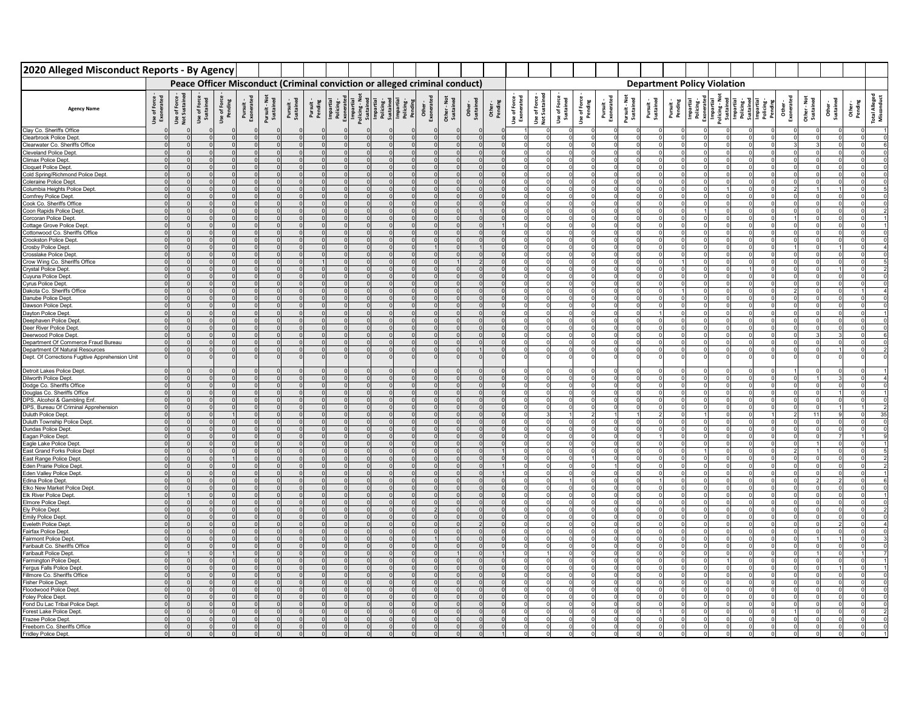# 2020 Alleged Misconduct Reports - By Agency

| Agency Name | Peace Officer Misconduct (Criminal conviction or alleged criminal conduct) | | | | | | | | | | | | | | | | Department Policy Violation | | | | | | | | | | | | | | | | |
|---|---|---|---|---|---|---|---|---|---|---|---|---|---|---|---|---|---|---|---|---|---|---|---|---|---|---|---|---|---|---|---|---|---|
| | Use of Force - Exonerated | Use of Force - Not Sustained | Use of Force - Sustained | Use of Force - Pending | Pursuit - Exonerated | Pursuit - Not Sustained | Pursuit - Sustained | Pursuit - Pending | Impartial Policing - Exonerated | Impartial Policing - Not Sustained | Impartial Policing - Sustained | Impartial Policing - Pending | Other - Exonerated | Other - Not Sustained | Other - Sustained | Other - Pending | Use of Force - Exonerated | Use of Force - Not Sustained | Use of Force - Sustained | Use of Force - Pending | Pursuit - Exonerated | Pursuit - Not Sustained | Pursuit - Sustained | Pursuit - Pending | Impartial Policing - Exonerated | Impartial Policing - Not Sustained | Impartial Policing - Sustained | Impartial Policing - Pending | Other - Exonerated | Other - Not Sustained | Other - Sustained | Other - Pending | Total Alleged Misconduct |
| Clay Co. Sheriffs Office | 0 | 0 | 0 | 0 | 0 | 0 | 0 | 0 | 0 | 0 | 0 | 0 | 0 | 0 | 0 | 0 | 1 | 0 | 0 | 0 | 0 | 0 | 0 | 0 | 0 | 0 | 0 | 0 | 0 | 0 | 0 | 0 | 1 |
| Clearbrook Police Dept. | 0 | 0 | 0 | 0 | 0 | 0 | 0 | 0 | 0 | 0 | 0 | 0 | 0 | 0 | 0 | 0 | 0 | 0 | 0 | 0 | 0 | 0 | 0 | 0 | 0 | 0 | 0 | 0 | 0 | 0 | 0 | 0 | 0 |
| Clearwater Co. Sheriffs Office | 0 | 0 | 0 | 0 | 0 | 0 | 0 | 0 | 0 | 0 | 0 | 0 | 0 | 0 | 0 | 0 | 0 | 0 | 0 | 0 | 0 | 0 | 0 | 0 | 0 | 0 | 0 | 0 | 3 | 3 | 0 | 0 | 6 |
| Cleveland Police Dept. | 0 | 0 | 0 | 0 | 0 | 0 | 0 | 0 | 0 | 0 | 0 | 0 | 0 | 0 | 0 | 0 | 0 | 0 | 0 | 0 | 0 | 0 | 0 | 0 | 0 | 0 | 0 | 0 | 0 | 0 | 0 | 0 | 0 |
| Climax Police Dept. | 0 | 0 | 0 | 0 | 0 | 0 | 0 | 0 | 0 | 0 | 0 | 0 | 0 | 0 | 0 | 0 | 0 | 0 | 0 | 0 | 0 | 0 | 0 | 0 | 0 | 0 | 0 | 0 | 0 | 0 | 0 | 0 | 0 |
| Cloquet Police Dept. | 0 | 0 | 0 | 0 | 0 | 0 | 0 | 0 | 0 | 0 | 0 | 0 | 0 | 0 | 0 | 0 | 0 | 0 | 0 | 0 | 0 | 0 | 0 | 0 | 0 | 0 | 0 | 0 | 0 | 0 | 0 | 0 | 0 |
| Cold Spring/Richmond Police Dept. | 0 | 0 | 0 | 0 | 0 | 0 | 0 | 0 | 0 | 0 | 0 | 0 | 0 | 0 | 0 | 0 | 0 | 0 | 0 | 0 | 0 | 0 | 0 | 0 | 0 | 0 | 0 | 0 | 0 | 0 | 0 | 0 | 0 |
| Coleraine Police Dept. | 0 | 0 | 0 | 0 | 0 | 0 | 0 | 0 | 0 | 0 | 0 | 0 | 0 | 0 | 0 | 0 | 0 | 0 | 0 | 0 | 0 | 0 | 0 | 0 | 0 | 0 | 0 | 0 | 0 | 0 | 0 | 0 | 0 |
| Columbia Heights Police Dept. | 0 | 0 | 0 | 0 | 0 | 0 | 0 | 0 | 0 | 0 | 0 | 0 | 0 | 0 | 0 | 0 | 0 | 0 | 0 | 0 | 0 | 0 | 0 | 0 | 0 | 1 | 0 | 0 | 2 | 1 | 1 | 0 | 5 |
| Comfrey Police Dept. | 0 | 0 | 0 | 0 | 0 | 0 | 0 | 0 | 0 | 0 | 0 | 0 | 0 | 0 | 0 | 0 | 0 | 0 | 0 | 0 | 0 | 0 | 0 | 0 | 0 | 0 | 0 | 0 | 0 | 0 | 0 | 0 | 0 |
| Cook Co. Sheriffs Office | 0 | 0 | 0 | 0 | 0 | 0 | 0 | 0 | 0 | 0 | 0 | 0 | 0 | 0 | 0 | 0 | 0 | 0 | 0 | 0 | 0 | 0 | 0 | 0 | 0 | 0 | 0 | 0 | 0 | 0 | 0 | 0 | 0 |
| Coon Rapids Police Dept. | 0 | 0 | 0 | 0 | 0 | 0 | 0 | 0 | 0 | 0 | 0 | 0 | 0 | 0 | 1 | 0 | 0 | 0 | 0 | 0 | 0 | 0 | 0 | 0 | 1 | 0 | 0 | 0 | 0 | 0 | 0 | 0 | 2 |
| Corcoran Police Dept. | 0 | 0 | 0 | 0 | 0 | 0 | 0 | 0 | 0 | 0 | 0 | 0 | 0 | 0 | 0 | 0 | 0 | 0 | 0 | 0 | 0 | 0 | 0 | 0 | 0 | 0 | 0 | 0 | 1 | 0 | 0 | 0 | 1 |
| Cottage Grove Police Dept. | 0 | 0 | 0 | 0 | 0 | 0 | 0 | 0 | 0 | 0 | 0 | 0 | 0 | 0 | 0 | 1 | 0 | 0 | 0 | 0 | 0 | 0 | 0 | 0 | 0 | 0 | 0 | 0 | 0 | 0 | 0 | 0 | 1 |
| Cottonwood Co. Sheriffs Office | 0 | 0 | 0 | 0 | 0 | 0 | 0 | 0 | 0 | 0 | 0 | 0 | 0 | 0 | 0 | 0 | 0 | 0 | 0 | 0 | 0 | 0 | 0 | 0 | 0 | 0 | 0 | 0 | 0 | 0 | 0 | 0 | 0 |
| Crookston Police Dept. | 0 | 0 | 0 | 0 | 0 | 0 | 0 | 0 | 0 | 0 | 0 | 0 | 0 | 0 | 0 | 0 | 0 | 0 | 0 | 0 | 0 | 0 | 0 | 0 | 0 | 0 | 0 | 0 | 0 | 0 | 0 | 0 | 0 |
| Crosby Police Dept. | 0 | 0 | 0 | 0 | 0 | 0 | 0 | 0 | 0 | 0 | 0 | 0 | 1 | 0 | 1 | 0 | 0 | 0 | 0 | 0 | 0 | 0 | 0 | 0 | 0 | 0 | 0 | 0 | 1 | 0 | 1 | 0 | 4 |
| Crosslake Police Dept. | 0 | 0 | 0 | 0 | 0 | 0 | 0 | 0 | 0 | 0 | 0 | 0 | 0 | 0 | 0 | 0 | 0 | 0 | 0 | 0 | 0 | 0 | 0 | 0 | 0 | 0 | 0 | 0 | 0 | 0 | 0 | 0 | 0 |
| Crow Wing Co. Sheriffs Office | 0 | 0 | 0 | 0 | 0 | 0 | 0 | 1 | 0 | 0 | 0 | 0 | 0 | 1 | 2 | 0 | 0 | 0 | 0 | 0 | 0 | 0 | 0 | 1 | 0 | 0 | 0 | 0 | 0 | 0 | 0 | 0 | 5 |
| Crystal Police Dept. | 0 | 0 | 0 | 0 | 0 | 0 | 0 | 0 | 0 | 0 | 0 | 0 | 0 | 0 | 0 | 0 | 0 | 0 | 0 | 0 | 0 | 0 | 0 | 0 | 0 | 0 | 1 | 0 | 0 | 0 | 1 | 0 | 2 |
| Cuyuna Police Dept. | 0 | 0 | 0 | 0 | 0 | 0 | 0 | 0 | 0 | 0 | 0 | 0 | 0 | 0 | 0 | 0 | 0 | 0 | 0 | 0 | 0 | 0 | 0 | 0 | 0 | 0 | 0 | 0 | 0 | 0 | 0 | 0 | 0 |
| Cyrus Police Dept. | 0 | 0 | 0 | 0 | 0 | 0 | 0 | 0 | 0 | 0 | 0 | 0 | 0 | 0 | 0 | 0 | 0 | 0 | 0 | 0 | 0 | 0 | 0 | 0 | 0 | 0 | 0 | 0 | 0 | 0 | 0 | 0 | 0 |
| Dakota Co. Sheriffs Office | 0 | 0 | 0 | 0 | 0 | 0 | 0 | 0 | 0 | 0 | 0 | 0 | 0 | 0 | 0 | 0 | 0 | 0 | 0 | 0 | 0 | 0 | 0 | 1 | 0 | 0 | 0 | 0 | 2 | 0 | 0 | 1 | 4 |
| Danube Police Dept. | 0 | 0 | 0 | 0 | 0 | 0 | 0 | 0 | 0 | 0 | 0 | 0 | 0 | 0 | 0 | 0 | 0 | 0 | 0 | 0 | 0 | 0 | 0 | 0 | 0 | 0 | 0 | 0 | 0 | 0 | 0 | 0 | 0 |
| Dawson Police Dept. | 0 | 0 | 0 | 0 | 0 | 0 | 0 | 0 | 0 | 0 | 0 | 0 | 0 | 0 | 0 | 0 | 0 | 0 | 0 | 0 | 0 | 0 | 0 | 0 | 0 | 0 | 0 | 0 | 0 | 0 | 0 | 0 | 0 |
| Dayton Police Dept. | 0 | 0 | 0 | 0 | 0 | 0 | 0 | 0 | 0 | 0 | 0 | 0 | 0 | 0 | 0 | 0 | 0 | 0 | 0 | 0 | 0 | 0 | 1 | 0 | 0 | 0 | 0 | 0 | 0 | 0 | 0 | 0 | 1 |
| Deephaven Police Dept. | 0 | 0 | 0 | 0 | 0 | 0 | 0 | 0 | 0 | 0 | 0 | 0 | 0 | 0 | 0 | 0 | 0 | 0 | 0 | 0 | 0 | 0 | 0 | 0 | 0 | 0 | 0 | 0 | 0 | 0 | 0 | 0 | 0 |
| Deer River Police Dept. | 0 | 0 | 0 | 0 | 0 | 0 | 0 | 0 | 0 | 0 | 0 | 0 | 0 | 0 | 0 | 0 | 0 | 0 | 0 | 0 | 0 | 0 | 0 | 0 | 0 | 0 | 0 | 0 | 0 | 0 | 0 | 0 | 0 |
| Deerwood Police Dept. | 0 | 0 | 0 | 0 | 0 | 0 | 0 | 0 | 0 | 0 | 0 | 0 | 0 | 0 | 0 | 0 | 0 | 0 | 0 | 0 | 0 | 0 | 0 | 0 | 0 | 0 | 0 | 0 | 0 | 3 | 3 | 0 | 6 |
| Department Of Commerce Fraud Bureau | 0 | 0 | 0 | 0 | 0 | 0 | 0 | 0 | 0 | 0 | 0 | 0 | 0 | 0 | 0 | 0 | 0 | 0 | 0 | 0 | 0 | 0 | 0 | 0 | 0 | 0 | 0 | 0 | 0 | 0 | 0 | 0 | 0 |
| Department Of Natural Resources | 0 | 0 | 0 | 0 | 0 | 0 | 0 | 0 | 0 | 0 | 0 | 0 | 0 | 0 | 1 | 0 | 0 | 0 | 0 | 0 | 0 | 0 | 0 | 0 | 0 | 0 | 0 | 0 | 0 | 0 | 1 | 0 | 2 |
| Dept. Of Corrections Fugitive Apprehension Unit | 0 | 0 | 0 | 0 | 0 | 0 | 0 | 0 | 0 | 0 | 0 | 0 | 0 | 0 | 0 | 0 | 0 | 0 | 0 | 0 | 0 | 0 | 0 | 0 | 0 | 0 | 0 | 0 | 0 | 0 | 0 | 0 | 0 |
| Detroit Lakes Police Dept. | 0 | 0 | 0 | 0 | 0 | 0 | 0 | 0 | 0 | 0 | 0 | 0 | 0 | 0 | 0 | 0 | 0 | 0 | 0 | 0 | 0 | 0 | 0 | 0 | 0 | 0 | 0 | 0 | 1 | 0 | 0 | 0 | 1 |
| Dilworth Police Dept. | 0 | 0 | 0 | 0 | 0 | 0 | 0 | 0 | 0 | 0 | 0 | 0 | 0 | 0 | 0 | 0 | 0 | 0 | 0 | 0 | 0 | 0 | 0 | 0 | 0 | 0 | 0 | 0 | 0 | 1 | 3 | 0 | 4 |
| Dodge Co. Sheriffs Office | 0 | 0 | 0 | 0 | 0 | 0 | 0 | 0 | 0 | 0 | 0 | 0 | 0 | 0 | 0 | 0 | 0 | 0 | 0 | 0 | 0 | 0 | 0 | 0 | 0 | 0 | 0 | 0 | 0 | 0 | 0 | 0 | 0 |
| Douglas Co. Sheriffs Office | 0 | 0 | 0 | 0 | 0 | 0 | 0 | 0 | 0 | 0 | 0 | 0 | 0 | 0 | 0 | 0 | 0 | 0 | 0 | 0 | 0 | 0 | 0 | 0 | 0 | 0 | 0 | 0 | 0 | 0 | 1 | 0 | 1 |
| DPS, Alcohol & Gambling Enf. | 0 | 0 | 0 | 0 | 0 | 0 | 0 | 0 | 0 | 0 | 0 | 0 | 0 | 0 | 0 | 0 | 0 | 0 | 0 | 0 | 0 | 0 | 0 | 0 | 0 | 0 | 0 | 0 | 0 | 0 | 0 | 0 | 0 |
| DPS, Bureau Of Criminal Apprehension | 0 | 0 | 0 | 0 | 0 | 0 | 0 | 0 | 0 | 0 | 0 | 0 | 0 | 0 | 0 | 0 | 0 | 0 | 0 | 0 | 0 | 0 | 0 | 0 | 0 | 0 | 0 | 0 | 0 | 0 | 1 | 1 | 2 |
| Duluth Police Dept. | 0 | 0 | 0 | 1 | 0 | 0 | 0 | 0 | 0 | 0 | 0 | 0 | 0 | 0 | 0 | 0 | 0 | 3 | 1 | 2 | 1 | 1 | 2 | 0 | 1 | 0 | 0 | 1 | 2 | 11 | 9 | 0 | 35 |
| Duluth Township Police Dept. | 0 | 0 | 0 | 0 | 0 | 0 | 0 | 0 | 0 | 0 | 0 | 0 | 0 | 0 | 0 | 0 | 0 | 0 | 0 | 0 | 0 | 0 | 0 | 0 | 0 | 0 | 0 | 0 | 0 | 0 | 0 | 0 | 0 |
| Dundas Police Dept. | 0 | 0 | 0 | 0 | 0 | 0 | 0 | 0 | 0 | 0 | 0 | 0 | 0 | 0 | 0 | 0 | 0 | 0 | 0 | 0 | 0 | 0 | 0 | 0 | 0 | 0 | 0 | 0 | 0 | 0 | 0 | 0 | 0 |
| Eagan Police Dept. | 0 | 0 | 0 | 0 | 0 | 0 | 0 | 0 | 0 | 0 | 0 | 0 | 0 | 0 | 0 | 0 | 0 | 0 | 0 | 0 | 0 | 0 | 1 | 0 | 0 | 0 | 0 | 0 | 0 | 0 | 7 | 1 | 9 |
| Eagle Lake Police Dept. | 0 | 0 | 0 | 0 | 0 | 0 | 0 | 0 | 0 | 0 | 0 | 0 | 0 | 0 | 0 | 0 | 0 | 0 | 0 | 0 | 0 | 0 | 0 | 0 | 0 | 0 | 0 | 0 | 0 | 1 | 0 | 0 | 1 |
| East Grand Forks Police Dept | 0 | 0 | 0 | 0 | 0 | 0 | 0 | 0 | 0 | 0 | 0 | 0 | 0 | 0 | 0 | 1 | 0 | 0 | 0 | 0 | 0 | 0 | 0 | 0 | 1 | 0 | 0 | 0 | 2 | 1 | 0 | 0 | 5 |
| East Range Police Dept. | 0 | 0 | 0 | 1 | 0 | 0 | 0 | 0 | 0 | 0 | 0 | 0 | 0 | 0 | 0 | 0 | 0 | 0 | 0 | 1 | 0 | 0 | 0 | 0 | 0 | 0 | 0 | 0 | 0 | 0 | 0 | 0 | 2 |
| Eden Prairie Police Dept. | 0 | 0 | 0 | 0 | 0 | 0 | 0 | 0 | 0 | 0 | 0 | 0 | 0 | 0 | 0 | 1 | 0 | 0 | 0 | 0 | 1 | 0 | 0 | 0 | 0 | 0 | 0 | 0 | 0 | 0 | 0 | 0 | 2 |
| Eden Valley Police Dept. | 0 | 0 | 0 | 0 | 0 | 0 | 0 | 0 | 0 | 0 | 0 | 0 | 0 | 0 | 0 | 1 | 0 | 0 | 0 | 0 | 0 | 0 | 0 | 0 | 0 | 0 | 0 | 0 | 0 | 0 | 0 | 0 | 1 |
| Edina Police Dept. | 0 | 0 | 0 | 0 | 0 | 0 | 0 | 0 | 0 | 0 | 0 | 0 | 0 | 0 | 0 | 0 | 0 | 0 | 1 | 0 | 0 | 0 | 1 | 0 | 0 | 0 | 0 | 0 | 0 | 2 | 2 | 0 | 6 |
| Elko New Market Police Dept. | 0 | 0 | 0 | 0 | 0 | 0 | 0 | 0 | 0 | 0 | 0 | 0 | 0 | 0 | 0 | 0 | 0 | 0 | 0 | 0 | 0 | 0 | 0 | 0 | 0 | 0 | 0 | 0 | 0 | 0 | 0 | 0 | 0 |
| Elk River Police Dept. | 0 | 1 | 0 | 0 | 0 | 0 | 0 | 0 | 0 | 0 | 0 | 0 | 0 | 0 | 0 | 0 | 0 | 0 | 0 | 0 | 0 | 0 | 0 | 0 | 0 | 0 | 0 | 0 | 0 | 0 | 0 | 0 | 1 |
| Elmore Police Dept. | 0 | 0 | 0 | 0 | 0 | 0 | 0 | 0 | 0 | 0 | 0 | 0 | 0 | 0 | 0 | 0 | 0 | 0 | 0 | 0 | 0 | 0 | 0 | 0 | 0 | 0 | 0 | 0 | 0 | 0 | 0 | 0 | 0 |
| Ely Police Dept. | 0 | 0 | 0 | 0 | 0 | 0 | 0 | 0 | 0 | 0 | 0 | 0 | 2 | 0 | 0 | 0 | 0 | 0 | 0 | 0 | 0 | 0 | 0 | 0 | 0 | 0 | 0 | 0 | 0 | 0 | 0 | 0 | 2 |
| Emily Police Dept. | 0 | 0 | 0 | 0 | 0 | 0 | 0 | 0 | 0 | 0 | 0 | 0 | 0 | 0 | 0 | 0 | 0 | 0 | 0 | 0 | 0 | 0 | 0 | 0 | 0 | 0 | 0 | 0 | 0 | 0 | 0 | 0 | 0 |
| Eveleth Police Dept. | 0 | 0 | 0 | 0 | 0 | 0 | 0 | 0 | 0 | 0 | 0 | 0 | 0 | 0 | 2 | 0 | 0 | 0 | 0 | 0 | 0 | 0 | 0 | 0 | 0 | 0 | 0 | 0 | 0 | 0 | 2 | 0 | 4 |
| Fairfax Police Dept. | 0 | 0 | 0 | 0 | 0 | 0 | 0 | 0 | 0 | 0 | 0 | 0 | 0 | 0 | 0 | 0 | 0 | 0 | 0 | 0 | 0 | 0 | 0 | 0 | 0 | 0 | 0 | 0 | 0 | 0 | 0 | 0 | 0 |
| Fairmont Police Dept. | 0 | 0 | 0 | 0 | 0 | 0 | 0 | 0 | 0 | 0 | 0 | 0 | 1 | 0 | 0 | 0 | 0 | 0 | 0 | 0 | 0 | 0 | 0 | 0 | 0 | 0 | 0 | 0 | 0 | 1 | 1 | 0 | 3 |
| Faribault Co. Sheriffs Office | 0 | 0 | 0 | 0 | 0 | 0 | 0 | 0 | 0 | 0 | 0 | 0 | 0 | 0 | 0 | 0 | 0 | 0 | 0 | 0 | 0 | 0 | 0 | 0 | 0 | 0 | 0 | 0 | 0 | 0 | 0 | 0 | 0 |
| Faribault Police Dept. | 0 | 1 | 0 | 1 | 0 | 0 | 0 | 0 | 0 | 0 | 0 | 0 | 0 | 1 | 0 | 1 | 0 | 1 | 0 | 0 | 0 | 0 | 0 | 0 | 0 | 0 | 0 | 0 | 0 | 1 | 0 | 1 | 7 |
| Farmington Police Dept. | 0 | 0 | 0 | 0 | 0 | 0 | 0 | 0 | 0 | 0 | 0 | 0 | 0 | 0 | 0 | 0 | 0 | 0 | 0 | 0 | 0 | 0 | 0 | 0 | 0 | 1 | 0 | 0 | 0 | 0 | 0 | 0 | 1 |
| Fergus Falls Police Dept. | 0 | 0 | 0 | 0 | 0 | 0 | 0 | 0 | 0 | 0 | 0 | 0 | 0 | 0 | 0 | 0 | 0 | 0 | 0 | 0 | 0 | 0 | 0 | 0 | 0 | 0 | 0 | 0 | 0 | 0 | 1 | 0 | 1 |
| Fillmore Co. Sheriffs Office | 0 | 0 | 0 | 0 | 0 | 0 | 0 | 0 | 0 | 0 | 0 | 0 | 0 | 0 | 0 | 0 | 0 | 0 | 0 | 0 | 0 | 0 | 0 | 0 | 0 | 0 | 0 | 0 | 0 | 0 | 0 | 0 | 0 |
| Fisher Police Dept. | 0 | 0 | 0 | 0 | 0 | 0 | 0 | 0 | 0 | 0 | 0 | 0 | 0 | 0 | 0 | 0 | 0 | 0 | 0 | 0 | 0 | 0 | 0 | 0 | 0 | 0 | 0 | 0 | 0 | 0 | 0 | 0 | 0 |
| Floodwood Police Dept. | 0 | 0 | 0 | 0 | 0 | 0 | 0 | 0 | 0 | 0 | 0 | 0 | 0 | 0 | 0 | 0 | 0 | 0 | 0 | 0 | 0 | 0 | 0 | 0 | 0 | 0 | 0 | 0 | 0 | 0 | 0 | 0 | 0 |
| Foley Police Dept. | 0 | 0 | 0 | 0 | 0 | 0 | 0 | 0 | 0 | 0 | 0 | 0 | 0 | 0 | 0 | 0 | 0 | 0 | 0 | 0 | 0 | 0 | 0 | 0 | 0 | 0 | 0 | 0 | 0 | 0 | 0 | 0 | 0 |
| Fond Du Lac Tribal Police Dept. | 0 | 0 | 0 | 0 | 0 | 0 | 0 | 0 | 0 | 0 | 0 | 0 | 0 | 0 | 0 | 0 | 0 | 0 | 0 | 0 | 0 | 0 | 0 | 0 | 0 | 0 | 0 | 0 | 0 | 0 | 0 | 0 | 0 |
| Forest Lake Police Dept. | 0 | 0 | 0 | 0 | 0 | 0 | 0 | 0 | 0 | 0 | 0 | 0 | 0 | 0 | 0 | 0 | 0 | 0 | 0 | 0 | 0 | 0 | 1 | 0 | 0 | 0 | 0 | 0 | 1 | 0 | 0 | 0 | 2 |
| Frazee Police Dept. | 0 | 0 | 0 | 0 | 0 | 0 | 0 | 0 | 0 | 0 | 0 | 0 | 0 | 0 | 0 | 0 | 0 | 0 | 0 | 0 | 0 | 0 | 0 | 0 | 0 | 0 | 0 | 0 | 0 | 0 | 0 | 0 | 0 |
| Freeborn Co. Sheriffs Office | 0 | 0 | 0 | 0 | 0 | 0 | 0 | 0 | 0 | 0 | 0 | 0 | 0 | 0 | 0 | 0 | 0 | 0 | 0 | 0 | 0 | 0 | 0 | 0 | 0 | 0 | 0 | 0 | 0 | 0 | 0 | 0 | 0 |
| Fridley Police Dept. | 0 | 0 | 0 | 0 | 0 | 0 | 0 | 0 | 0 | 0 | 0 | 0 | 0 | 0 | 0 | 1 | 0 | 0 | 0 | 0 | 0 | 0 | 0 | 0 | 0 | 0 | 0 | 0 | 0 | 0 | 0 | 0 | 1 |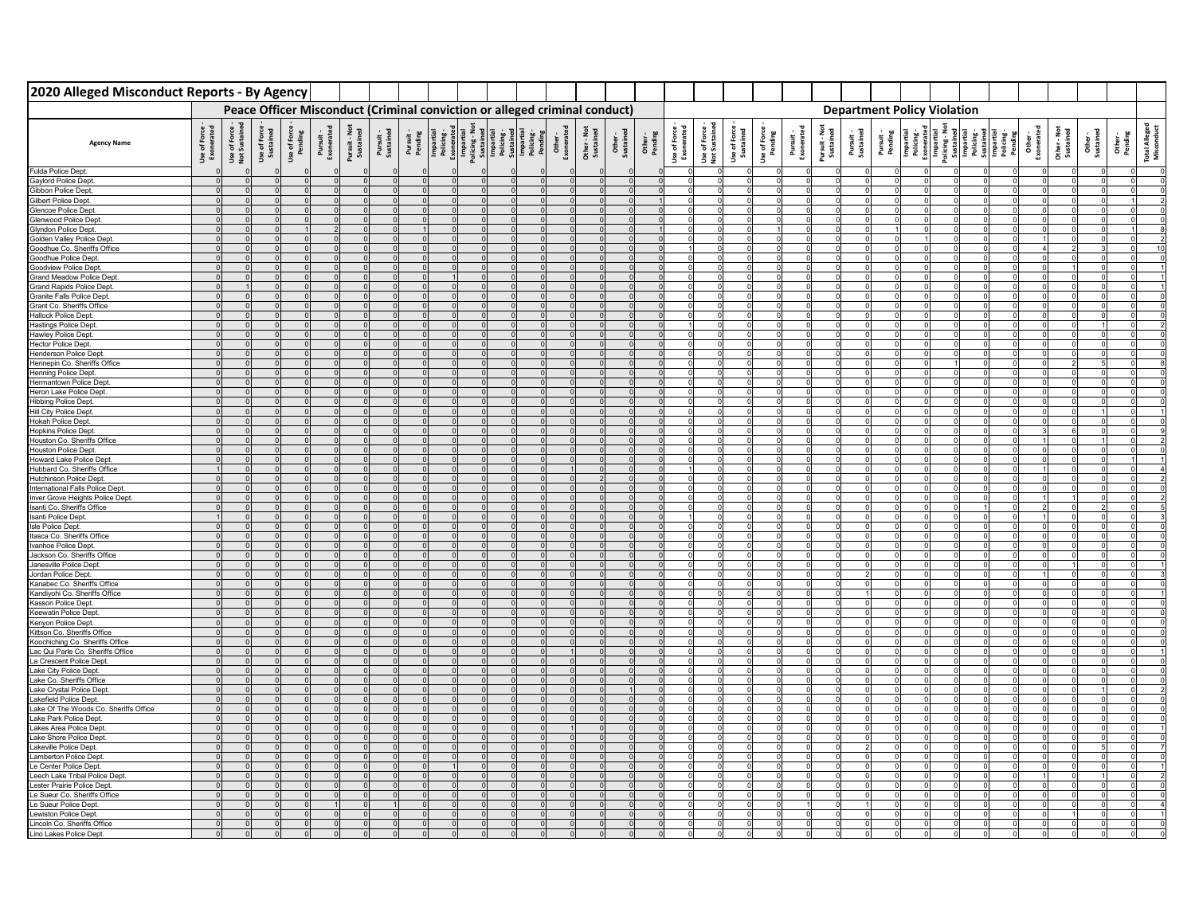# 2020 Alleged Misconduct Reports - By Agency

| Agency Name | Peace Officer Misconduct (Criminal conviction or alleged criminal conduct) | | | | | | | | | | | | | | | | Department Policy Violation | | | | | | | | | | | | | | | | |
|---|---|---|---|---|---|---|---|---|---|---|---|---|---|---|---|---|---|---|---|---|---|---|---|---|---|---|---|---|---|---|---|---|---|
| | Use of Force - Exonerated | Use of Force - Not Sustained | Use of Force - Sustained | Use of Force - Pending | Pursuit - Exonerated | Pursuit - Not Sustained | Pursuit - Sustained | Pursuit - Pending | Impartial Policing - Exonerated | Impartial Policing - Not Sustained | Impartial Policing - Sustained | Impartial Policing - Pending | Other - Exonerated | Other - Not Sustained | Other - Sustained | Other - Pending | Use of Force - Exonerated | Use of Force - Not Sustained | Use of Force - Sustained | Use of Force - Pending | Pursuit - Exonerated | Pursuit - Not Sustained | Pursuit - Sustained | Pursuit - Pending | Impartial Policing - Exonerated | Impartial Policing - Not Sustained | Impartial Policing - Sustained | Impartial Policing - Pending | Other - Exonerated | Other - Not Sustained | Other - Sustained | Other - Pending | Total Alleged Misconduct |
| Fulda Police Dept. | 0 | 0 | 0 | 0 | 0 | 0 | 0 | 0 | 0 | 0 | 0 | 0 | 0 | 0 | 0 | 0 | 0 | 0 | 0 | 0 | 0 | 0 | 0 | 0 | 0 | 0 | 0 | 0 | 0 | 0 | 0 | 0 | 0 |
| Gaylord Police Dept. | 0 | 0 | 0 | 0 | 0 | 0 | 0 | 0 | 0 | 0 | 0 | 0 | 0 | 0 | 0 | 0 | 0 | 0 | 0 | 0 | 0 | 0 | 0 | 0 | 0 | 0 | 0 | 0 | 0 | 0 | 0 | 0 | 0 |
| Gibbon Police Dept. | 0 | 0 | 0 | 0 | 0 | 0 | 0 | 0 | 0 | 0 | 0 | 0 | 0 | 0 | 0 | 0 | 0 | 0 | 0 | 0 | 0 | 0 | 0 | 0 | 0 | 0 | 0 | 0 | 0 | 0 | 0 | 0 | 0 |
| Gilbert Police Dept. | 0 | 0 | 0 | 0 | 0 | 0 | 0 | 0 | 0 | 0 | 0 | 0 | 0 | 0 | 0 | 1 | 0 | 0 | 0 | 0 | 0 | 0 | 0 | 0 | 0 | 0 | 0 | 0 | 0 | 0 | 0 | 1 | 2 |
| Glencoe Police Dept. | 0 | 0 | 0 | 0 | 0 | 0 | 0 | 0 | 0 | 0 | 0 | 0 | 0 | 0 | 0 | 0 | 0 | 0 | 0 | 0 | 0 | 0 | 0 | 0 | 0 | 0 | 0 | 0 | 0 | 0 | 0 | 0 | 0 |
| Glenwood Police Dept. | 0 | 0 | 0 | 0 | 0 | 0 | 0 | 0 | 0 | 0 | 0 | 0 | 0 | 0 | 0 | 0 | 0 | 0 | 0 | 0 | 0 | 0 | 0 | 0 | 0 | 0 | 0 | 0 | 0 | 0 | 0 | 0 | 0 |
| Glyndon Police Dept. | 0 | 0 | 0 | 1 | 2 | 0 | 0 | 1 | 0 | 0 | 0 | 0 | 0 | 0 | 0 | 1 | 0 | 0 | 0 | 1 | 0 | 0 | 0 | 1 | 0 | 0 | 0 | 0 | 0 | 0 | 0 | 1 | 8 |
| Golden Valley Police Dept. | 0 | 0 | 0 | 0 | 0 | 0 | 0 | 0 | 0 | 0 | 0 | 0 | 0 | 0 | 0 | 0 | 0 | 0 | 0 | 0 | 0 | 0 | 0 | 0 | 1 | 0 | 0 | 0 | 1 | 0 | 0 | 0 | 2 |
| Goodhue Co. Sheriffs Office | 0 | 0 | 0 | 0 | 0 | 0 | 0 | 0 | 0 | 0 | 0 | 0 | 0 | 0 | 0 | 0 | 1 | 0 | 0 | 0 | 0 | 0 | 0 | 0 | 0 | 0 | 0 | 0 | 4 | 2 | 3 | 0 | 10 |
| Goodhue Police Dept. | 0 | 0 | 0 | 0 | 0 | 0 | 0 | 0 | 0 | 0 | 0 | 0 | 0 | 0 | 0 | 0 | 0 | 0 | 0 | 0 | 0 | 0 | 0 | 0 | 0 | 0 | 0 | 0 | 0 | 0 | 0 | 0 | 0 |
| Goodview Police Dept. | 0 | 0 | 0 | 0 | 0 | 0 | 0 | 0 | 0 | 0 | 0 | 0 | 0 | 0 | 0 | 0 | 0 | 0 | 0 | 0 | 0 | 0 | 0 | 0 | 0 | 0 | 0 | 0 | 0 | 1 | 0 | 0 | 1 |
| Grand Meadow Police Dept. | 0 | 0 | 0 | 0 | 0 | 0 | 0 | 0 | 1 | 0 | 0 | 0 | 0 | 0 | 0 | 0 | 0 | 0 | 0 | 0 | 0 | 0 | 0 | 0 | 0 | 0 | 0 | 0 | 0 | 0 | 0 | 0 | 1 |
| Grand Rapids Police Dept. | 0 | 1 | 0 | 0 | 0 | 0 | 0 | 0 | 0 | 0 | 0 | 0 | 0 | 0 | 0 | 0 | 0 | 0 | 0 | 0 | 0 | 0 | 0 | 0 | 0 | 0 | 0 | 0 | 0 | 0 | 0 | 0 | 1 |
| Granite Falls Police Dept. | 0 | 0 | 0 | 0 | 0 | 0 | 0 | 0 | 0 | 0 | 0 | 0 | 0 | 0 | 0 | 0 | 0 | 0 | 0 | 0 | 0 | 0 | 0 | 0 | 0 | 0 | 0 | 0 | 0 | 0 | 0 | 0 | 0 |
| Grant Co. Sheriffs Office | 0 | 0 | 0 | 0 | 0 | 0 | 0 | 0 | 0 | 0 | 0 | 0 | 0 | 0 | 0 | 0 | 0 | 0 | 0 | 0 | 0 | 0 | 0 | 0 | 0 | 0 | 0 | 0 | 0 | 0 | 0 | 0 | 0 |
| Hallock Police Dept. | 0 | 0 | 0 | 0 | 0 | 0 | 0 | 0 | 0 | 0 | 0 | 0 | 0 | 0 | 0 | 0 | 0 | 0 | 0 | 0 | 0 | 0 | 0 | 0 | 0 | 0 | 0 | 0 | 0 | 0 | 0 | 0 | 0 |
| Hastings Police Dept. | 0 | 0 | 0 | 0 | 0 | 0 | 0 | 0 | 0 | 0 | 0 | 0 | 0 | 0 | 0 | 0 | 1 | 0 | 0 | 0 | 0 | 0 | 0 | 0 | 0 | 0 | 0 | 0 | 0 | 0 | 1 | 0 | 2 |
| Hawley Police Dept. | 0 | 0 | 0 | 0 | 0 | 0 | 0 | 0 | 0 | 0 | 0 | 0 | 0 | 0 | 0 | 0 | 0 | 0 | 0 | 0 | 0 | 0 | 0 | 0 | 0 | 0 | 0 | 0 | 0 | 0 | 0 | 0 | 0 |
| Hector Police Dept. | 0 | 0 | 0 | 0 | 0 | 0 | 0 | 0 | 0 | 0 | 0 | 0 | 0 | 0 | 0 | 0 | 0 | 0 | 0 | 0 | 0 | 0 | 0 | 0 | 0 | 0 | 0 | 0 | 0 | 0 | 0 | 0 | 0 |
| Henderson Police Dept. | 0 | 0 | 0 | 0 | 0 | 0 | 0 | 0 | 0 | 0 | 0 | 0 | 0 | 0 | 0 | 0 | 0 | 0 | 0 | 0 | 0 | 0 | 0 | 0 | 0 | 0 | 0 | 0 | 0 | 0 | 0 | 0 | 0 |
| Hennepin Co. Sheriffs Office | 0 | 0 | 0 | 0 | 0 | 0 | 0 | 0 | 0 | 0 | 0 | 0 | 0 | 0 | 0 | 0 | 0 | 0 | 0 | 0 | 0 | 0 | 0 | 0 | 0 | 1 | 0 | 0 | 0 | 2 | 5 | 0 | 8 |
| Henning Police Dept. | 0 | 0 | 0 | 0 | 0 | 0 | 0 | 0 | 0 | 0 | 0 | 0 | 0 | 0 | 0 | 0 | 0 | 0 | 0 | 0 | 0 | 0 | 0 | 0 | 0 | 0 | 0 | 0 | 0 | 0 | 0 | 0 | 0 |
| Hermantown Police Dept. | 0 | 0 | 0 | 0 | 0 | 0 | 0 | 0 | 0 | 0 | 0 | 0 | 0 | 0 | 0 | 0 | 0 | 0 | 0 | 0 | 0 | 0 | 0 | 0 | 0 | 0 | 0 | 0 | 0 | 0 | 0 | 0 | 0 |
| Heron Lake Police Dept. | 0 | 0 | 0 | 0 | 0 | 0 | 0 | 0 | 0 | 0 | 0 | 0 | 0 | 0 | 0 | 0 | 0 | 0 | 0 | 0 | 0 | 0 | 0 | 0 | 0 | 0 | 0 | 0 | 0 | 0 | 0 | 0 | 0 |
| Hibbing Police Dept. | 0 | 0 | 0 | 0 | 0 | 0 | 0 | 0 | 0 | 0 | 0 | 0 | 0 | 0 | 0 | 0 | 0 | 0 | 0 | 0 | 0 | 0 | 0 | 0 | 0 | 0 | 0 | 0 | 0 | 0 | 0 | 0 | 0 |
| Hill City Police Dept. | 0 | 0 | 0 | 0 | 0 | 0 | 0 | 0 | 0 | 0 | 0 | 0 | 0 | 0 | 0 | 0 | 0 | 0 | 0 | 0 | 0 | 0 | 0 | 0 | 0 | 0 | 0 | 0 | 0 | 0 | 1 | 0 | 1 |
| Hokah Police Dept. | 0 | 0 | 0 | 0 | 0 | 0 | 0 | 0 | 0 | 0 | 0 | 0 | 0 | 0 | 0 | 0 | 0 | 0 | 0 | 0 | 0 | 0 | 0 | 0 | 0 | 0 | 0 | 0 | 0 | 0 | 0 | 0 | 0 |
| Hopkins Police Dept. | 0 | 0 | 0 | 0 | 0 | 0 | 0 | 0 | 0 | 0 | 0 | 0 | 0 | 0 | 0 | 0 | 0 | 0 | 0 | 0 | 0 | 0 | 0 | 0 | 0 | 0 | 0 | 0 | 3 | 6 | 0 | 0 | 9 |
| Houston Co. Sheriffs Office | 0 | 0 | 0 | 0 | 0 | 0 | 0 | 0 | 0 | 0 | 0 | 0 | 0 | 0 | 0 | 0 | 0 | 0 | 0 | 0 | 0 | 0 | 0 | 0 | 0 | 0 | 0 | 0 | 1 | 0 | 1 | 0 | 2 |
| Houston Police Dept. | 0 | 0 | 0 | 0 | 0 | 0 | 0 | 0 | 0 | 0 | 0 | 0 | 0 | 0 | 0 | 0 | 0 | 0 | 0 | 0 | 0 | 0 | 0 | 0 | 0 | 0 | 0 | 0 | 0 | 0 | 0 | 0 | 0 |
| Howard Lake Police Dept. | 0 | 0 | 0 | 0 | 0 | 0 | 0 | 0 | 0 | 0 | 0 | 0 | 0 | 0 | 0 | 0 | 0 | 0 | 0 | 0 | 0 | 0 | 0 | 0 | 0 | 0 | 0 | 0 | 0 | 0 | 0 | 1 | 1 |
| Hubbard Co. Sheriffs Office | 1 | 0 | 0 | 0 | 0 | 0 | 0 | 0 | 0 | 0 | 0 | 0 | 1 | 0 | 0 | 0 | 1 | 0 | 0 | 0 | 0 | 0 | 0 | 0 | 0 | 0 | 0 | 0 | 1 | 0 | 0 | 0 | 4 |
| Hutchinson Police Dept. | 0 | 0 | 0 | 0 | 0 | 0 | 0 | 0 | 0 | 0 | 0 | 0 | 0 | 2 | 0 | 0 | 0 | 0 | 0 | 0 | 0 | 0 | 0 | 0 | 0 | 0 | 0 | 0 | 0 | 0 | 0 | 0 | 2 |
| International Falls Police Dept. | 0 | 0 | 0 | 0 | 0 | 0 | 0 | 0 | 0 | 0 | 0 | 0 | 0 | 0 | 0 | 0 | 0 | 0 | 0 | 0 | 0 | 0 | 0 | 0 | 0 | 0 | 0 | 0 | 0 | 0 | 0 | 0 | 0 |
| Inver Grove Heights Police Dept. | 0 | 0 | 0 | 0 | 0 | 0 | 0 | 0 | 0 | 0 | 0 | 0 | 0 | 0 | 0 | 0 | 0 | 0 | 0 | 0 | 0 | 0 | 0 | 0 | 0 | 0 | 0 | 0 | 1 | 1 | 0 | 0 | 2 |
| Isanti Co. Sheriffs Office | 0 | 0 | 0 | 0 | 0 | 0 | 0 | 0 | 0 | 0 | 0 | 0 | 0 | 0 | 0 | 0 | 0 | 0 | 0 | 0 | 0 | 0 | 0 | 0 | 0 | 0 | 1 | 0 | 2 | 0 | 2 | 0 | 5 |
| Isanti Police Dept. | 1 | 0 | 0 | 0 | 0 | 0 | 0 | 0 | 0 | 0 | 0 | 0 | 0 | 0 | 0 | 0 | 1 | 0 | 0 | 0 | 0 | 0 | 0 | 0 | 0 | 0 | 0 | 0 | 1 | 0 | 0 | 0 | 3 |
| Isle Police Dept. | 0 | 0 | 0 | 0 | 0 | 0 | 0 | 0 | 0 | 0 | 0 | 0 | 0 | 0 | 0 | 0 | 0 | 0 | 0 | 0 | 0 | 0 | 0 | 0 | 0 | 0 | 0 | 0 | 0 | 0 | 0 | 0 | 0 |
| Itasca Co. Sheriffs Office | 0 | 0 | 0 | 0 | 0 | 0 | 0 | 0 | 0 | 0 | 0 | 0 | 0 | 0 | 0 | 0 | 0 | 0 | 0 | 0 | 0 | 0 | 0 | 0 | 0 | 0 | 0 | 0 | 0 | 0 | 0 | 0 | 0 |
| Ivanhoe Police Dept. | 0 | 0 | 0 | 0 | 0 | 0 | 0 | 0 | 0 | 0 | 0 | 0 | 0 | 0 | 0 | 0 | 0 | 0 | 0 | 0 | 0 | 0 | 0 | 0 | 0 | 0 | 0 | 0 | 0 | 0 | 0 | 0 | 0 |
| Jackson Co. Sheriffs Office | 0 | 0 | 0 | 0 | 0 | 0 | 0 | 0 | 0 | 0 | 0 | 0 | 0 | 0 | 0 | 0 | 0 | 0 | 0 | 0 | 0 | 0 | 0 | 0 | 0 | 0 | 0 | 0 | 0 | 0 | 0 | 0 | 0 |
| Janesville Police Dept. | 0 | 0 | 0 | 0 | 0 | 0 | 0 | 0 | 0 | 0 | 0 | 0 | 0 | 0 | 0 | 0 | 0 | 0 | 0 | 0 | 0 | 0 | 0 | 0 | 0 | 0 | 0 | 0 | 0 | 1 | 0 | 0 | 1 |
| Jordan Police Dept. | 0 | 0 | 0 | 0 | 0 | 0 | 0 | 0 | 0 | 0 | 0 | 0 | 0 | 0 | 0 | 0 | 0 | 0 | 0 | 0 | 0 | 0 | 2 | 0 | 0 | 0 | 0 | 0 | 1 | 0 | 0 | 0 | 3 |
| Kanabec Co. Sheriffs Office | 0 | 0 | 0 | 0 | 0 | 0 | 0 | 0 | 0 | 0 | 0 | 0 | 0 | 0 | 0 | 0 | 0 | 0 | 0 | 0 | 0 | 0 | 0 | 0 | 0 | 0 | 0 | 0 | 0 | 0 | 0 | 0 | 0 |
| Kandiyohi Co. Sheriffs Office | 0 | 0 | 0 | 0 | 0 | 0 | 0 | 0 | 0 | 0 | 0 | 0 | 0 | 0 | 0 | 0 | 0 | 0 | 0 | 0 | 0 | 0 | 1 | 0 | 0 | 0 | 0 | 0 | 0 | 0 | 0 | 0 | 1 |
| Kasson Police Dept. | 0 | 0 | 0 | 0 | 0 | 0 | 0 | 0 | 0 | 0 | 0 | 0 | 0 | 0 | 0 | 0 | 0 | 0 | 0 | 0 | 0 | 0 | 0 | 0 | 0 | 0 | 0 | 0 | 0 | 0 | 0 | 0 | 0 |
| Keewatin Police Dept. | 0 | 0 | 0 | 0 | 0 | 0 | 0 | 0 | 0 | 0 | 0 | 0 | 0 | 0 | 0 | 0 | 0 | 0 | 0 | 0 | 0 | 0 | 0 | 0 | 0 | 0 | 0 | 0 | 0 | 0 | 0 | 0 | 0 |
| Kenyon Police Dept. | 0 | 0 | 0 | 0 | 0 | 0 | 0 | 0 | 0 | 0 | 0 | 0 | 0 | 0 | 0 | 0 | 0 | 0 | 0 | 0 | 0 | 0 | 0 | 0 | 0 | 0 | 0 | 0 | 0 | 0 | 0 | 0 | 0 |
| Kittson Co. Sheriffs Office | 0 | 0 | 0 | 0 | 0 | 0 | 0 | 0 | 0 | 0 | 0 | 0 | 0 | 0 | 0 | 0 | 0 | 0 | 0 | 0 | 0 | 0 | 0 | 0 | 0 | 0 | 0 | 0 | 0 | 0 | 0 | 0 | 0 |
| Koochiching Co. Sheriffs Office | 0 | 0 | 0 | 0 | 0 | 0 | 0 | 0 | 0 | 0 | 0 | 0 | 0 | 0 | 0 | 0 | 0 | 0 | 0 | 0 | 0 | 0 | 0 | 0 | 0 | 0 | 0 | 0 | 0 | 0 | 0 | 0 | 0 |
| Lac Qui Parle Co. Sheriffs Office | 0 | 0 | 0 | 0 | 0 | 0 | 0 | 0 | 0 | 0 | 0 | 0 | 1 | 0 | 0 | 0 | 0 | 0 | 0 | 0 | 0 | 0 | 0 | 0 | 0 | 0 | 0 | 0 | 0 | 0 | 0 | 0 | 1 |
| La Crescent Police Dept. | 0 | 0 | 0 | 0 | 0 | 0 | 0 | 0 | 0 | 0 | 0 | 0 | 0 | 0 | 0 | 0 | 0 | 0 | 0 | 0 | 0 | 0 | 0 | 0 | 0 | 0 | 0 | 0 | 0 | 0 | 0 | 0 | 0 |
| Lake City Police Dept. | 0 | 0 | 0 | 0 | 0 | 0 | 0 | 0 | 0 | 0 | 0 | 0 | 0 | 0 | 0 | 0 | 0 | 0 | 0 | 0 | 0 | 0 | 0 | 0 | 0 | 0 | 0 | 0 | 0 | 0 | 0 | 0 | 0 |
| Lake Co. Sheriffs Office | 0 | 0 | 0 | 0 | 0 | 0 | 0 | 0 | 0 | 0 | 0 | 0 | 0 | 0 | 0 | 0 | 0 | 0 | 0 | 0 | 0 | 0 | 0 | 0 | 0 | 0 | 0 | 0 | 0 | 0 | 0 | 0 | 0 |
| Lake Crystal Police Dept. | 0 | 0 | 0 | 0 | 0 | 0 | 0 | 0 | 0 | 0 | 0 | 0 | 0 | 0 | 1 | 0 | 0 | 0 | 0 | 0 | 0 | 0 | 0 | 0 | 0 | 0 | 0 | 0 | 0 | 0 | 1 | 0 | 2 |
| Lakefield Police Dept. | 0 | 0 | 0 | 0 | 0 | 0 | 0 | 0 | 0 | 0 | 0 | 0 | 0 | 0 | 0 | 0 | 0 | 0 | 0 | 0 | 0 | 0 | 0 | 0 | 0 | 0 | 0 | 0 | 0 | 0 | 0 | 0 | 0 |
| Lake Of The Woods Co. Sheriffs Office | 0 | 0 | 0 | 0 | 0 | 0 | 0 | 0 | 0 | 0 | 0 | 0 | 0 | 0 | 0 | 0 | 0 | 0 | 0 | 0 | 0 | 0 | 0 | 0 | 0 | 0 | 0 | 0 | 0 | 0 | 0 | 0 | 0 |
| Lake Park Police Dept. | 0 | 0 | 0 | 0 | 0 | 0 | 0 | 0 | 0 | 0 | 0 | 0 | 0 | 0 | 0 | 0 | 0 | 0 | 0 | 0 | 0 | 0 | 0 | 0 | 0 | 0 | 0 | 0 | 0 | 0 | 0 | 0 | 0 |
| Lakes Area Police Dept. | 0 | 0 | 0 | 0 | 0 | 0 | 0 | 0 | 0 | 0 | 0 | 0 | 1 | 0 | 0 | 0 | 0 | 0 | 0 | 0 | 0 | 0 | 0 | 0 | 0 | 0 | 0 | 0 | 0 | 0 | 0 | 0 | 1 |
| Lake Shore Police Dept. | 0 | 0 | 0 | 0 | 0 | 0 | 0 | 0 | 0 | 0 | 0 | 0 | 0 | 0 | 0 | 0 | 0 | 0 | 0 | 0 | 0 | 0 | 0 | 0 | 0 | 0 | 0 | 0 | 0 | 0 | 0 | 0 | 0 |
| Lakeville Police Dept. | 0 | 0 | 0 | 0 | 0 | 0 | 0 | 0 | 0 | 0 | 0 | 0 | 0 | 0 | 0 | 0 | 0 | 0 | 0 | 0 | 0 | 0 | 2 | 0 | 0 | 0 | 0 | 0 | 0 | 0 | 5 | 0 | 7 |
| Lamberton Police Dept. | 0 | 0 | 0 | 0 | 0 | 0 | 0 | 0 | 0 | 0 | 0 | 0 | 0 | 0 | 0 | 0 | 0 | 0 | 0 | 0 | 0 | 0 | 0 | 0 | 0 | 0 | 0 | 0 | 0 | 0 | 0 | 0 | 0 |
| Le Center Police Dept. | 0 | 0 | 0 | 0 | 0 | 0 | 0 | 0 | 1 | 0 | 0 | 0 | 0 | 0 | 0 | 0 | 0 | 0 | 0 | 0 | 0 | 0 | 0 | 0 | 0 | 0 | 0 | 0 | 0 | 0 | 0 | 0 | 1 |
| Leech Lake Tribal Police Dept. | 0 | 0 | 0 | 0 | 0 | 0 | 0 | 0 | 0 | 0 | 0 | 0 | 0 | 0 | 0 | 0 | 0 | 0 | 0 | 0 | 0 | 0 | 0 | 0 | 0 | 0 | 0 | 0 | 1 | 0 | 1 | 0 | 2 |
| Lester Prairie Police Dept. | 0 | 0 | 0 | 0 | 0 | 0 | 0 | 0 | 0 | 0 | 0 | 0 | 0 | 0 | 0 | 0 | 0 | 0 | 0 | 0 | 0 | 0 | 0 | 0 | 0 | 0 | 0 | 0 | 0 | 0 | 0 | 0 | 0 |
| Le Sueur Co. Sheriffs Office | 0 | 0 | 0 | 0 | 0 | 0 | 0 | 0 | 0 | 0 | 0 | 0 | 0 | 0 | 0 | 0 | 0 | 0 | 0 | 0 | 0 | 0 | 0 | 0 | 0 | 0 | 0 | 0 | 0 | 0 | 0 | 0 | 0 |
| Le Sueur Police Dept. | 0 | 0 | 0 | 0 | 1 | 0 | 1 | 0 | 0 | 0 | 0 | 0 | 0 | 0 | 0 | 0 | 0 | 0 | 0 | 0 | 1 | 0 | 1 | 0 | 0 | 0 | 0 | 0 | 0 | 0 | 0 | 0 | 4 |
| Lewiston Police Dept. | 0 | 0 | 0 | 0 | 0 | 0 | 0 | 0 | 0 | 0 | 0 | 0 | 0 | 0 | 0 | 0 | 0 | 0 | 0 | 0 | 0 | 0 | 0 | 0 | 0 | 0 | 0 | 0 | 0 | 1 | 0 | 0 | 1 |
| Lincoln Co. Sheriffs Office | 0 | 0 | 0 | 0 | 0 | 0 | 0 | 0 | 0 | 0 | 0 | 0 | 0 | 0 | 0 | 0 | 0 | 0 | 0 | 0 | 0 | 0 | 0 | 0 | 0 | 0 | 0 | 0 | 0 | 0 | 0 | 0 | 0 |
| Lino Lakes Police Dept. | 0 | 0 | 0 | 0 | 0 | 0 | 0 | 0 | 0 | 0 | 0 | 0 | 0 | 0 | 0 | 0 | 0 | 0 | 0 | 0 | 0 | 0 | 0 | 0 | 0 | 0 | 0 | 0 | 0 | 0 | 0 | 0 | 0 |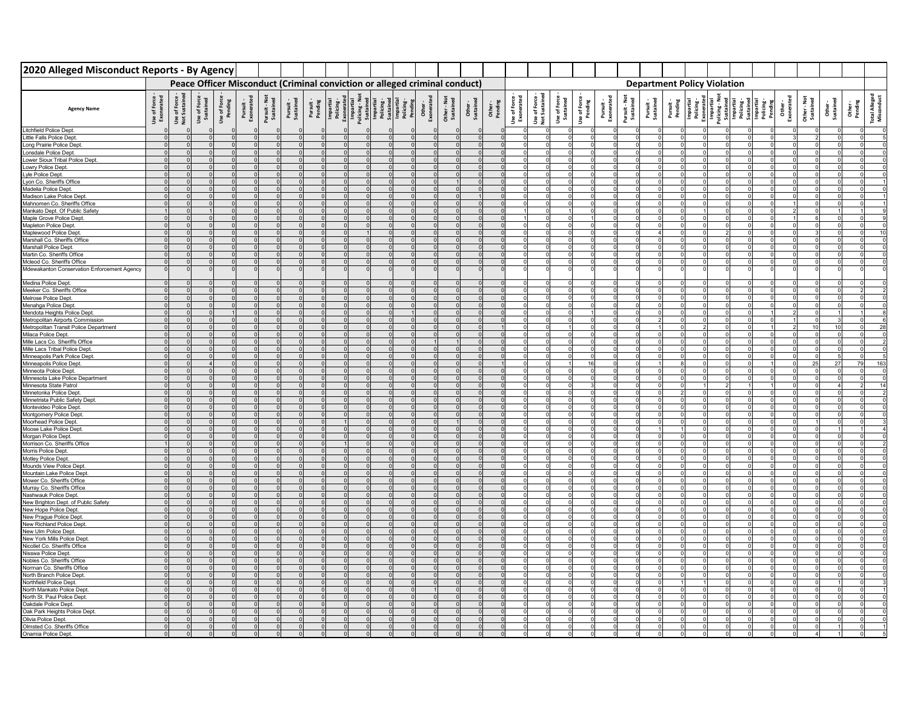# 2020 Alleged Misconduct Reports - By Agency

| Agency Name | Peace Officer Misconduct (Criminal conviction or alleged criminal conduct) | | | | | | | | | | | | | | | | Department Policy Violation | | | | | | | | | | | | | | | | |
|---|---|---|---|---|---|---|---|---|---|---|---|---|---|---|---|---|---|---|---|---|---|---|---|---|---|---|---|---|---|---|---|---|---|
| | Use of Force - Exonerated | Use of Force - Not Sustained | Use of Force - Sustained | Use of Force - Pending | Pursuit - Exonerated | Pursuit - Not Sustained | Pursuit - Sustained | Pursuit - Pending | Impartial Policing - Exonerated | Impartial Policing - Not Sustained | Impartial Policing - Sustained | Impartial Policing - Pending | Other - Exonerated | Other - Not Sustained | Other - Sustained | Other - Pending | Use of Force - Exonerated | Use of Force - Not Sustained | Use of Force - Sustained | Use of Force - Pending | Pursuit - Exonerated | Pursuit - Not Sustained | Pursuit - Sustained | Pursuit - Pending | Impartial Policing - Exonerated | Impartial Policing - Not Sustained | Impartial Policing - Sustained | Impartial Policing - Pending | Other - Exonerated | Other - Not Sustained | Other - Sustained | Other - Pending | Total Alleged Misconduct |
| Litchfield Police Dept. | 0 | 0 | 0 | 0 | 0 | 0 | 0 | 0 | 0 | 0 | 0 | 0 | 0 | 0 | 0 | 0 | 0 | 0 | 0 | 0 | 0 | 0 | 0 | 0 | 0 | 0 | 0 | 0 | 0 | 0 | 0 | 0 | 0 |
| Little Falls Police Dept. | 0 | 0 | 0 | 0 | 0 | 0 | 0 | 0 | 0 | 0 | 0 | 0 | 0 | 0 | 0 | 0 | 0 | 0 | 0 | 0 | 0 | 0 | 0 | 0 | 0 | 0 | 0 | 0 | 3 | 2 | 0 | 0 | 5 |
| Long Prairie Police Dept. | 0 | 0 | 0 | 0 | 0 | 0 | 0 | 0 | 0 | 0 | 0 | 0 | 0 | 0 | 0 | 0 | 0 | 0 | 0 | 0 | 0 | 0 | 0 | 0 | 0 | 0 | 0 | 0 | 0 | 0 | 0 | 0 | 0 |
| Lonsdale Police Dept. | 0 | 0 | 0 | 0 | 0 | 0 | 0 | 0 | 0 | 0 | 0 | 0 | 0 | 0 | 0 | 0 | 0 | 0 | 0 | 0 | 0 | 0 | 0 | 0 | 0 | 0 | 0 | 0 | 0 | 0 | 0 | 0 | 0 |
| Lower Sioux Tribal Police Dept. | 0 | 0 | 0 | 0 | 0 | 0 | 0 | 0 | 0 | 0 | 0 | 0 | 0 | 0 | 0 | 0 | 0 | 0 | 0 | 0 | 0 | 0 | 0 | 0 | 0 | 0 | 0 | 0 | 0 | 0 | 0 | 0 | 0 |
| Lowry Police Dept. | 0 | 0 | 0 | 0 | 0 | 0 | 0 | 0 | 0 | 0 | 0 | 0 | 0 | 0 | 0 | 0 | 0 | 0 | 0 | 0 | 0 | 0 | 0 | 0 | 0 | 0 | 0 | 0 | 0 | 0 | 0 | 0 | 0 |
| Lyle Police Dept. | 0 | 0 | 0 | 0 | 0 | 0 | 0 | 0 | 0 | 0 | 0 | 0 | 0 | 0 | 0 | 0 | 0 | 0 | 0 | 0 | 0 | 0 | 0 | 0 | 0 | 0 | 0 | 0 | 0 | 0 | 0 | 0 | 0 |
| Lyon Co. Sheriffs Office | 0 | 0 | 0 | 0 | 0 | 0 | 0 | 0 | 0 | 0 | 0 | 0 | 0 | 1 | 0 | 0 | 0 | 0 | 0 | 0 | 0 | 0 | 0 | 0 | 0 | 0 | 0 | 0 | 0 | 0 | 0 | 0 | 1 |
| Madelia Police Dept. | 0 | 0 | 0 | 0 | 0 | 0 | 0 | 0 | 0 | 0 | 0 | 0 | 0 | 0 | 0 | 0 | 0 | 0 | 0 | 0 | 0 | 0 | 0 | 0 | 0 | 0 | 0 | 0 | 0 | 0 | 0 | 0 | 0 |
| Madison Lake Police Dept. | 0 | 0 | 0 | 0 | 0 | 0 | 0 | 0 | 0 | 0 | 0 | 0 | 0 | 0 | 1 | 0 | 0 | 0 | 0 | 0 | 0 | 0 | 0 | 0 | 0 | 0 | 0 | 0 | 0 | 0 | 0 | 0 | 1 |
| Mahnomen Co. Sheriffs Office | 0 | 0 | 0 | 0 | 0 | 0 | 0 | 0 | 0 | 0 | 0 | 0 | 0 | 0 | 0 | 0 | 0 | 0 | 0 | 0 | 0 | 0 | 0 | 0 | 0 | 0 | 0 | 0 | 1 | 0 | 0 | 0 | 1 |
| Mankato Dept. Of Public Safety | 1 | 0 | 1 | 0 | 0 | 0 | 0 | 0 | 0 | 0 | 0 | 0 | 0 | 0 | 0 | 0 | 1 | 0 | 0 | 0 | 0 | 0 | 0 | 0 | 0 | 1 | 0 | 0 | 0 | 2 | 1 | 1 | 9 |
| Maple Grove Police Dept. | 0 | 0 | 0 | 0 | 0 | 0 | 0 | 0 | 0 | 0 | 0 | 0 | 0 | 0 | 0 | 0 | 1 | 0 | 0 | 1 | 0 | 0 | 0 | 0 | 0 | 0 | 0 | 0 | 1 | 6 | 0 | 0 | 9 |
| Mapleton Police Dept. | 0 | 0 | 0 | 0 | 0 | 0 | 0 | 0 | 0 | 0 | 0 | 0 | 0 | 0 | 0 | 0 | 0 | 0 | 0 | 0 | 0 | 0 | 0 | 0 | 0 | 0 | 0 | 0 | 0 | 0 | 0 | 0 | 0 |
| Maplewood Police Dept. | 0 | 0 | 0 | 0 | 0 | 0 | 0 | 0 | 0 | 1 | 0 | 0 | 0 | 0 | 0 | 0 | 0 | 0 | 0 | 0 | 0 | 0 | 4 | 0 | 0 | 0 | 2 | 0 | 0 | 3 | 0 | 0 | 10 |
| Marshall Co. Sheriffs Office | 0 | 0 | 0 | 0 | 0 | 0 | 0 | 0 | 0 | 0 | 0 | 0 | 0 | 0 | 0 | 0 | 0 | 0 | 0 | 0 | 0 | 0 | 0 | 0 | 0 | 0 | 0 | 0 | 0 | 0 | 0 | 0 | 0 |
| Marshall Police Dept. | 0 | 0 | 0 | 0 | 0 | 0 | 0 | 0 | 0 | 0 | 0 | 0 | 0 | 0 | 0 | 0 | 0 | 0 | 0 | 0 | 0 | 0 | 0 | 0 | 0 | 0 | 0 | 0 | 0 | 0 | 0 | 0 | 0 |
| Martin Co. Sheriffs Office | 0 | 0 | 0 | 0 | 0 | 0 | 0 | 0 | 0 | 0 | 0 | 0 | 0 | 0 | 0 | 0 | 0 | 0 | 0 | 0 | 0 | 0 | 0 | 0 | 0 | 0 | 0 | 0 | 0 | 0 | 0 | 0 | 0 |
| Mcleod Co. Sheriffs Office | 0 | 0 | 0 | 0 | 0 | 0 | 0 | 0 | 0 | 0 | 0 | 0 | 0 | 0 | 0 | 0 | 0 | 0 | 0 | 0 | 0 | 0 | 0 | 0 | 0 | 0 | 0 | 0 | 0 | 0 | 0 | 0 | 0 |
| Mdewakanton Conservation Enforcement Agency | 0 | 0 | 0 | 0 | 0 | 0 | 0 | 0 | 0 | 0 | 0 | 0 | 0 | 0 | 0 | 0 | 0 | 0 | 0 | 0 | 0 | 0 | 0 | 0 | 0 | 0 | 0 | 0 | 0 | 0 | 0 | 0 | 0 |
| Medina Police Dept. | 0 | 0 | 0 | 0 | 0 | 0 | 0 | 0 | 0 | 0 | 0 | 0 | 0 | 0 | 0 | 0 | 0 | 0 | 0 | 0 | 0 | 0 | 0 | 0 | 0 | 0 | 0 | 0 | 0 | 0 | 0 | 0 | 0 |
| Meeker Co. Sheriffs Office | 0 | 0 | 0 | 0 | 0 | 0 | 0 | 0 | 0 | 0 | 0 | 0 | 0 | 0 | 0 | 0 | 0 | 0 | 0 | 0 | 0 | 0 | 0 | 0 | 0 | 0 | 0 | 0 | 0 | 0 | 0 | 2 | 2 |
| Melrose Police Dept. | 0 | 0 | 0 | 0 | 0 | 0 | 0 | 0 | 0 | 0 | 0 | 0 | 0 | 0 | 0 | 0 | 0 | 0 | 0 | 0 | 0 | 0 | 0 | 0 | 0 | 0 | 0 | 0 | 0 | 0 | 0 | 0 | 0 |
| Menahga Police Dept. | 0 | 0 | 0 | 0 | 0 | 0 | 0 | 0 | 0 | 0 | 0 | 0 | 0 | 0 | 0 | 0 | 0 | 0 | 0 | 0 | 0 | 0 | 0 | 0 | 0 | 0 | 0 | 0 | 0 | 0 | 0 | 0 | 0 |
| Mendota Heights Police Dept. | 0 | 0 | 0 | 1 | 0 | 0 | 0 | 0 | 0 | 0 | 0 | 1 | 1 | 0 | 0 | 0 | 0 | 0 | 0 | 1 | 0 | 0 | 0 | 0 | 0 | 0 | 0 | 1 | 2 | 0 | 1 | 1 | 8 |
| Metropolitan Airports Commission | 0 | 0 | 0 | 0 | 0 | 0 | 0 | 0 | 0 | 0 | 0 | 0 | 0 | 0 | 0 | 0 | 0 | 0 | 0 | 0 | 0 | 0 | 2 | 0 | 0 | 0 | 0 | 0 | 1 | 0 | 3 | 0 | 6 |
| Metropolitan Transit Police Department | 0 | 0 | 0 | 0 | 0 | 0 | 0 | 0 | 0 | 0 | 0 | 0 | 0 | 0 | 0 | 1 | 0 | 0 | 1 | 0 | 0 | 0 | 1 | 0 | 2 | 0 | 0 | 1 | 2 | 10 | 10 | 0 | 28 |
| Milaca Police Dept. | 0 | 0 | 0 | 0 | 0 | 0 | 0 | 0 | 0 | 0 | 0 | 0 | 0 | 0 | 0 | 0 | 0 | 0 | 0 | 0 | 0 | 0 | 0 | 0 | 0 | 0 | 0 | 0 | 0 | 0 | 0 | 0 | 0 |
| Mille Lacs Co. Sheriffs Office | 0 | 0 | 0 | 0 | 0 | 0 | 0 | 0 | 0 | 0 | 0 | 0 | 1 | 1 | 0 | 0 | 0 | 0 | 0 | 0 | 0 | 0 | 0 | 0 | 0 | 0 | 0 | 0 | 0 | 0 | 0 | 0 | 2 |
| Mille Lacs Tribal Police Dept. | 0 | 0 | 0 | 0 | 0 | 0 | 0 | 0 | 0 | 0 | 0 | 0 | 0 | 0 | 0 | 0 | 0 | 0 | 0 | 0 | 0 | 0 | 0 | 0 | 0 | 0 | 0 | 0 | 0 | 0 | 0 | 0 | 0 |
| Minneapolis Park Police Dept. | 0 | 0 | 0 | 0 | 0 | 0 | 0 | 0 | 0 | 0 | 0 | 0 | 0 | 0 | 0 | 0 | 0 | 0 | 0 | 0 | 0 | 0 | 0 | 0 | 0 | 0 | 0 | 0 | 0 | 0 | 5 | 0 | 5 |
| Minneapolis Police Dept. | 0 | 0 | 4 | 0 | 0 | 0 | 0 | 0 | 0 | 0 | 0 | 0 | 0 | 0 | 0 | 1 | 0 | 0 | 1 | 16 | 0 | 0 | 1 | 8 | 0 | 0 | 0 | 1 | 0 | 25 | 27 | 79 | 163 |
| Minneota Police Dept. | 0 | 0 | 0 | 0 | 0 | 0 | 0 | 0 | 0 | 0 | 0 | 0 | 0 | 0 | 0 | 0 | 0 | 0 | 0 | 0 | 0 | 0 | 0 | 0 | 0 | 0 | 0 | 0 | 0 | 0 | 0 | 0 | 0 |
| Minnesota Lake Police Department | 0 | 0 | 0 | 0 | 0 | 0 | 0 | 0 | 0 | 0 | 0 | 0 | 0 | 0 | 0 | 0 | 0 | 0 | 0 | 0 | 0 | 0 | 0 | 0 | 0 | 0 | 0 | 0 | 0 | 0 | 0 | 0 | 0 |
| Minnesota State Patrol | 0 | 0 | 0 | 0 | 0 | 0 | 0 | 0 | 0 | 0 | 0 | 0 | 0 | 0 | 0 | 0 | 0 | 0 | 0 | 3 | 0 | 0 | 0 | 0 | 0 | 1 | 2 | 1 | 1 | 0 | 4 | 2 | 14 |
| Minnetonka Police Dept. | 0 | 0 | 0 | 0 | 0 | 0 | 0 | 0 | 0 | 0 | 0 | 0 | 0 | 0 | 0 | 0 | 0 | 0 | 0 | 0 | 0 | 0 | 0 | 2 | 0 | 0 | 0 | 0 | 0 | 0 | 0 | 0 | 2 |
| Minnetrista Public Safety Dept. | 0 | 0 | 0 | 0 | 0 | 0 | 0 | 0 | 0 | 0 | 0 | 0 | 0 | 0 | 0 | 0 | 0 | 0 | 0 | 0 | 0 | 0 | 0 | 0 | 0 | 0 | 0 | 0 | 0 | 0 | 0 | 0 | 0 |
| Montevideo Police Dept. | 0 | 0 | 0 | 0 | 0 | 0 | 0 | 0 | 0 | 0 | 0 | 0 | 0 | 0 | 0 | 0 | 0 | 0 | 0 | 0 | 0 | 0 | 0 | 0 | 0 | 0 | 0 | 0 | 0 | 0 | 0 | 0 | 0 |
| Montgomery Police Dept. | 0 | 0 | 0 | 0 | 0 | 0 | 0 | 0 | 0 | 0 | 0 | 0 | 0 | 0 | 0 | 0 | 0 | 0 | 0 | 0 | 0 | 0 | 0 | 0 | 0 | 0 | 0 | 0 | 0 | 0 | 0 | 0 | 0 |
| Moorhead Police Dept. | 0 | 0 | 0 | 0 | 0 | 0 | 0 | 0 | 1 | 0 | 0 | 0 | 0 | 1 | 0 | 0 | 0 | 0 | 0 | 0 | 0 | 0 | 0 | 0 | 0 | 0 | 0 | 0 | 0 | 1 | 0 | 0 | 3 |
| Moose Lake Police Dept. | 0 | 0 | 0 | 0 | 0 | 0 | 0 | 0 | 0 | 0 | 0 | 0 | 0 | 0 | 0 | 0 | 0 | 0 | 0 | 0 | 0 | 0 | 1 | 1 | 0 | 0 | 0 | 0 | 0 | 0 | 1 | 1 | 4 |
| Morgan Police Dept. | 0 | 0 | 0 | 0 | 0 | 0 | 0 | 0 | 0 | 0 | 0 | 0 | 0 | 0 | 0 | 0 | 0 | 0 | 0 | 0 | 0 | 0 | 0 | 0 | 0 | 0 | 0 | 0 | 0 | 0 | 0 | 0 | 0 |
| Morrison Co. Sheriffs Office | 1 | 0 | 0 | 0 | 0 | 0 | 0 | 0 | 1 | 0 | 0 | 0 | 0 | 0 | 0 | 0 | 0 | 0 | 0 | 0 | 0 | 0 | 0 | 0 | 0 | 0 | 0 | 0 | 0 | 0 | 0 | 0 | 2 |
| Morris Police Dept. | 0 | 0 | 0 | 0 | 0 | 0 | 0 | 0 | 0 | 0 | 0 | 0 | 0 | 0 | 0 | 0 | 0 | 0 | 0 | 0 | 0 | 0 | 0 | 0 | 0 | 0 | 0 | 0 | 0 | 0 | 0 | 0 | 0 |
| Motley Police Dept. | 0 | 0 | 0 | 0 | 0 | 0 | 0 | 0 | 0 | 0 | 0 | 0 | 0 | 0 | 0 | 0 | 0 | 0 | 0 | 0 | 0 | 0 | 0 | 0 | 0 | 0 | 0 | 0 | 0 | 0 | 0 | 0 | 0 |
| Mounds View Police Dept. | 0 | 0 | 0 | 0 | 0 | 0 | 0 | 0 | 0 | 0 | 0 | 0 | 0 | 0 | 0 | 0 | 0 | 0 | 0 | 0 | 0 | 0 | 0 | 0 | 0 | 0 | 0 | 0 | 0 | 0 | 0 | 0 | 0 |
| Mountain Lake Police Dept. | 0 | 0 | 0 | 0 | 0 | 0 | 0 | 0 | 0 | 0 | 0 | 0 | 0 | 0 | 0 | 0 | 0 | 0 | 0 | 0 | 0 | 0 | 0 | 0 | 0 | 0 | 0 | 0 | 0 | 0 | 0 | 0 | 0 |
| Mower Co. Sheriffs Office | 0 | 0 | 0 | 0 | 0 | 0 | 0 | 0 | 0 | 0 | 0 | 0 | 0 | 0 | 0 | 0 | 0 | 0 | 0 | 0 | 0 | 0 | 0 | 0 | 0 | 0 | 0 | 0 | 0 | 0 | 0 | 0 | 0 |
| Murray Co. Sheriffs Office | 0 | 0 | 0 | 0 | 0 | 0 | 0 | 0 | 0 | 0 | 0 | 0 | 0 | 0 | 0 | 0 | 0 | 0 | 0 | 0 | 0 | 0 | 0 | 0 | 0 | 0 | 0 | 0 | 0 | 0 | 0 | 0 | 0 |
| Nashwauk Police Dept. | 0 | 0 | 0 | 0 | 0 | 0 | 0 | 0 | 0 | 0 | 0 | 0 | 0 | 0 | 0 | 0 | 0 | 0 | 0 | 0 | 0 | 0 | 0 | 0 | 0 | 0 | 0 | 0 | 0 | 0 | 0 | 0 | 0 |
| New Brighton Dept. of Public Safety | 0 | 0 | 0 | 0 | 0 | 0 | 0 | 0 | 0 | 0 | 0 | 0 | 0 | 0 | 0 | 0 | 0 | 0 | 0 | 0 | 0 | 0 | 0 | 0 | 0 | 0 | 0 | 0 | 0 | 0 | 0 | 0 | 0 |
| New Hope Police Dept. | 0 | 0 | 0 | 0 | 0 | 0 | 0 | 0 | 0 | 0 | 0 | 0 | 0 | 0 | 0 | 0 | 0 | 0 | 0 | 0 | 0 | 0 | 0 | 0 | 0 | 0 | 0 | 0 | 0 | 0 | 0 | 0 | 0 |
| New Prague Police Dept. | 0 | 0 | 0 | 0 | 0 | 0 | 0 | 0 | 0 | 0 | 0 | 0 | 0 | 0 | 0 | 0 | 0 | 0 | 0 | 0 | 0 | 0 | 0 | 0 | 0 | 0 | 0 | 0 | 0 | 0 | 0 | 0 | 0 |
| New Richland Police Dept. | 0 | 0 | 0 | 0 | 0 | 0 | 0 | 0 | 0 | 0 | 0 | 0 | 0 | 0 | 0 | 0 | 0 | 0 | 0 | 0 | 0 | 0 | 0 | 0 | 0 | 0 | 0 | 0 | 0 | 0 | 0 | 0 | 0 |
| New Ulm Police Dept. | 0 | 0 | 0 | 0 | 0 | 0 | 0 | 0 | 0 | 0 | 0 | 0 | 0 | 0 | 0 | 0 | 0 | 0 | 0 | 0 | 0 | 0 | 0 | 0 | 0 | 0 | 0 | 0 | 0 | 0 | 0 | 0 | 0 |
| New York Mills Police Dept. | 0 | 0 | 0 | 0 | 0 | 0 | 0 | 0 | 0 | 0 | 0 | 0 | 0 | 0 | 0 | 0 | 0 | 0 | 0 | 0 | 0 | 0 | 0 | 0 | 0 | 0 | 0 | 0 | 0 | 0 | 0 | 0 | 0 |
| Nicollet Co. Sheriffs Office | 0 | 0 | 0 | 0 | 0 | 0 | 0 | 0 | 0 | 0 | 0 | 0 | 0 | 0 | 0 | 0 | 0 | 0 | 0 | 0 | 0 | 0 | 0 | 0 | 0 | 0 | 0 | 0 | 0 | 0 | 0 | 0 | 0 |
| Nisswa Police Dept. | 0 | 0 | 0 | 0 | 0 | 0 | 0 | 0 | 0 | 0 | 0 | 0 | 0 | 0 | 0 | 0 | 0 | 0 | 0 | 0 | 0 | 0 | 0 | 0 | 0 | 0 | 0 | 0 | 0 | 0 | 0 | 0 | 0 |
| Nobles Co. Sheriffs Office | 0 | 0 | 0 | 0 | 0 | 0 | 0 | 0 | 0 | 0 | 0 | 0 | 0 | 0 | 0 | 0 | 0 | 0 | 0 | 0 | 0 | 0 | 0 | 0 | 0 | 0 | 0 | 0 | 0 | 0 | 0 | 0 | 0 |
| Norman Co. Sheriffs Office | 0 | 0 | 0 | 0 | 0 | 0 | 0 | 0 | 0 | 0 | 0 | 0 | 0 | 0 | 0 | 0 | 0 | 0 | 0 | 0 | 0 | 0 | 0 | 0 | 0 | 0 | 0 | 0 | 0 | 0 | 0 | 0 | 0 |
| North Branch Police Dept. | 0 | 0 | 0 | 0 | 0 | 0 | 0 | 0 | 0 | 0 | 0 | 0 | 0 | 0 | 0 | 0 | 0 | 0 | 0 | 0 | 0 | 0 | 0 | 0 | 0 | 0 | 0 | 0 | 0 | 0 | 0 | 0 | 0 |
| Northfield Police Dept. | 0 | 0 | 0 | 0 | 0 | 0 | 0 | 0 | 0 | 0 | 0 | 0 | 0 | 0 | 0 | 0 | 0 | 0 | 0 | 0 | 0 | 0 | 0 | 1 | 1 | 0 | 0 | 0 | 0 | 0 | 1 | 0 | 3 |
| North Mankato Police Dept. | 0 | 0 | 0 | 0 | 0 | 0 | 0 | 0 | 0 | 0 | 0 | 0 | 1 | 0 | 0 | 0 | 0 | 0 | 0 | 0 | 0 | 0 | 0 | 0 | 0 | 0 | 0 | 0 | 0 | 0 | 0 | 0 | 1 |
| North St. Paul Police Dept. | 0 | 0 | 0 | 0 | 0 | 0 | 0 | 0 | 0 | 0 | 0 | 0 | 0 | 0 | 0 | 0 | 0 | 0 | 0 | 0 | 0 | 0 | 0 | 0 | 0 | 0 | 0 | 0 | 0 | 0 | 0 | 0 | 0 |
| Oakdale Police Dept. | 0 | 0 | 0 | 0 | 0 | 0 | 0 | 0 | 0 | 0 | 0 | 0 | 0 | 0 | 0 | 0 | 0 | 0 | 0 | 0 | 0 | 0 | 0 | 0 | 0 | 0 | 0 | 0 | 0 | 0 | 0 | 0 | 0 |
| Oak Park Heights Police Dept. | 0 | 0 | 0 | 0 | 0 | 0 | 0 | 0 | 0 | 0 | 0 | 0 | 0 | 0 | 0 | 0 | 0 | 0 | 0 | 0 | 0 | 0 | 0 | 0 | 0 | 0 | 0 | 0 | 0 | 0 | 0 | 0 | 0 |
| Olivia Police Dept. | 0 | 0 | 0 | 0 | 0 | 0 | 0 | 0 | 0 | 0 | 0 | 0 | 0 | 0 | 0 | 0 | 0 | 0 | 0 | 0 | 0 | 0 | 0 | 0 | 0 | 0 | 0 | 0 | 0 | 0 | 0 | 0 | 0 |
| Olmsted Co. Sheriffs Office | 0 | 0 | 0 | 0 | 0 | 0 | 0 | 0 | 0 | 0 | 0 | 0 | 0 | 0 | 0 | 0 | 0 | 0 | 0 | 0 | 0 | 0 | 0 | 0 | 0 | 0 | 0 | 0 | 0 | 0 | 1 | 0 | 1 |
| Onamia Police Dept. | 0 | 0 | 0 | 0 | 0 | 0 | 0 | 0 | 0 | 0 | 0 | 0 | 0 | 0 | 0 | 0 | 0 | 0 | 0 | 0 | 0 | 0 | 0 | 0 | 0 | 0 | 0 | 0 | 0 | 4 | 1 | 0 | 5 |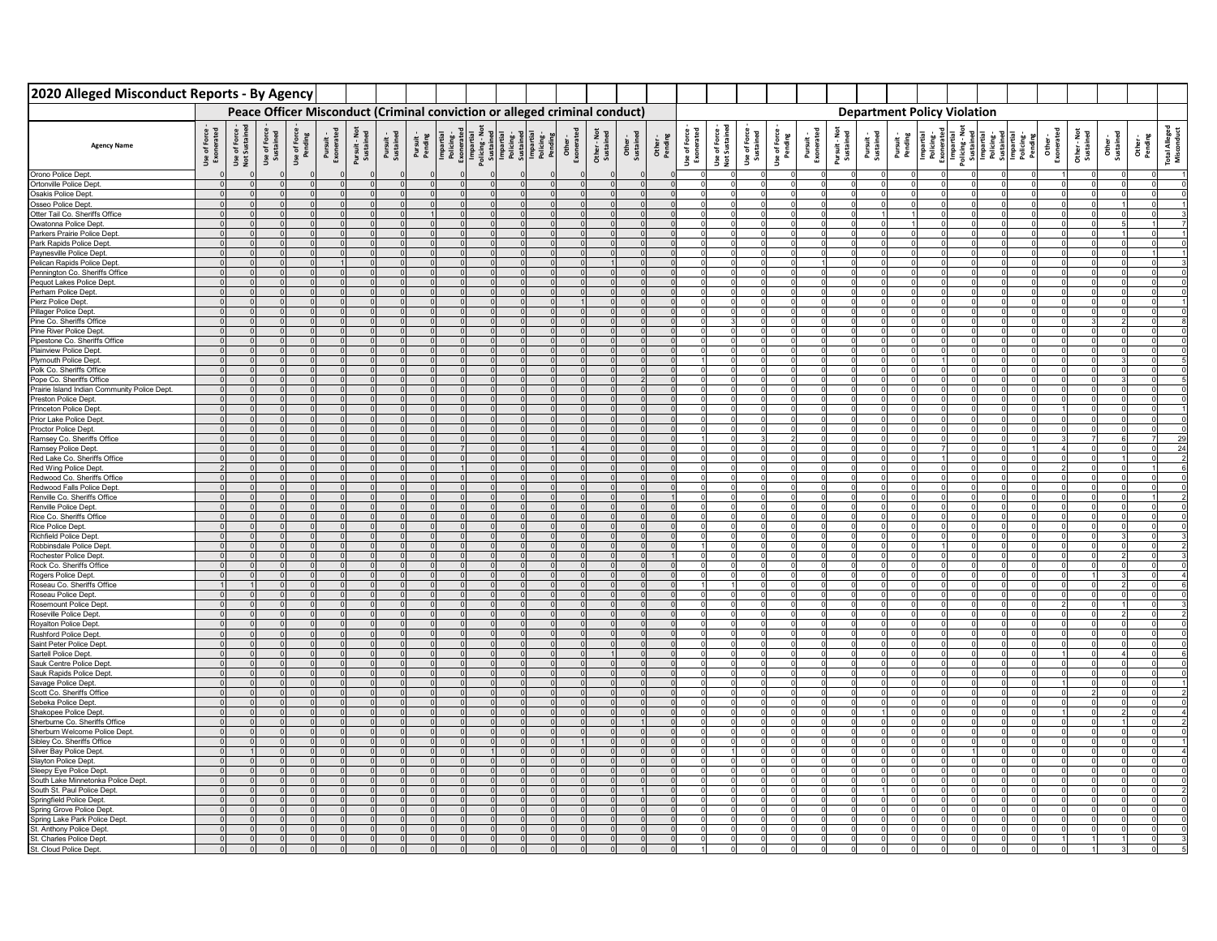## 2020 Alleged Misconduct Reports - By Agency

| Agency Name | Peace Officer Misconduct (Criminal conviction or alleged criminal conduct) | | | | | | | | | | | | | | | | Department Policy Violation | | | | | | | | | | | | | | | | |
|---|---|---|---|---|---|---|---|---|---|---|---|---|---|---|---|---|---|---|---|---|---|---|---|---|---|---|---|---|---|---|---|---|---|
| | Use of Force - Exonerated | Use of Force - Not Sustained | Use of Force - Sustained | Use of Force - Pending | Pursuit - Exonerated | Pursuit - Not Sustained | Pursuit - Sustained | Pursuit - Pending | Impartial Policing - Exonerated | Impartial Policing - Not Sustained | Impartial Policing - Sustained | Impartial Policing - Pending | Other - Exonerated | Other - Not Sustained | Other - Sustained | Other - Pending | Use of Force - Exonerated | Use of Force - Not Sustained | Use of Force - Sustained | Use of Force - Pending | Pursuit - Exonerated | Pursuit - Not Sustained | Pursuit - Sustained | Pursuit - Pending | Impartial Policing - Exonerated | Impartial Policing - Not Sustained | Impartial Policing - Sustained | Impartial Policing - Pending | Other - Exonerated | Other - Not Sustained | Other - Sustained | Other - Pending | Total Alleged Misconduct |
| Orono Police Dept. | 0 | 0 | 0 | 0 | 0 | 0 | 0 | 0 | 0 | 0 | 0 | 0 | 0 | 0 | 0 | 0 | 0 | 0 | 0 | 0 | 0 | 0 | 0 | 0 | 0 | 0 | 0 | 0 | 1 | 0 | 0 | 0 | 1 |
| Ortonville Police Dept. | 0 | 0 | 0 | 0 | 0 | 0 | 0 | 0 | 0 | 0 | 0 | 0 | 0 | 0 | 0 | 0 | 0 | 0 | 0 | 0 | 0 | 0 | 0 | 0 | 0 | 0 | 0 | 0 | 0 | 0 | 0 | 0 | 0 |
| Osakis Police Dept. | 0 | 0 | 0 | 0 | 0 | 0 | 0 | 0 | 0 | 0 | 0 | 0 | 0 | 0 | 0 | 0 | 0 | 0 | 0 | 0 | 0 | 0 | 0 | 0 | 0 | 0 | 0 | 0 | 0 | 0 | 0 | 0 | 0 |
| Osseo Police Dept. | 0 | 0 | 0 | 0 | 0 | 0 | 0 | 0 | 0 | 0 | 0 | 0 | 0 | 0 | 0 | 0 | 0 | 0 | 0 | 0 | 0 | 0 | 0 | 0 | 0 | 0 | 0 | 0 | 0 | 0 | 1 | 0 | 1 |
| Otter Tail Co. Sheriffs Office | 0 | 0 | 0 | 0 | 0 | 0 | 1 | 0 | 0 | 0 | 0 | 0 | 0 | 0 | 0 | 0 | 0 | 0 | 0 | 0 | 0 | 0 | 1 | 1 | 0 | 0 | 0 | 0 | 0 | 0 | 0 | 0 | 3 |
| Owatonna Police Dept. | 0 | 0 | 0 | 0 | 0 | 0 | 0 | 0 | 0 | 0 | 0 | 0 | 0 | 0 | 0 | 0 | 0 | 0 | 0 | 0 | 0 | 0 | 0 | 1 | 0 | 0 | 0 | 0 | 0 | 0 | 5 | 1 | 7 |
| Parkers Prairie Police Dept. | 0 | 0 | 0 | 0 | 0 | 0 | 0 | 0 | 0 | 0 | 0 | 0 | 0 | 0 | 0 | 0 | 0 | 0 | 0 | 0 | 0 | 0 | 0 | 0 | 0 | 0 | 0 | 0 | 0 | 0 | 1 | 0 | 1 |
| Park Rapids Police Dept. | 0 | 0 | 0 | 0 | 0 | 0 | 0 | 0 | 0 | 0 | 0 | 0 | 0 | 0 | 0 | 0 | 0 | 0 | 0 | 0 | 0 | 0 | 0 | 0 | 0 | 0 | 0 | 0 | 0 | 0 | 0 | 0 | 0 |
| Paynesville Police Dept. | 0 | 0 | 0 | 0 | 0 | 0 | 0 | 0 | 0 | 0 | 0 | 0 | 0 | 0 | 0 | 0 | 0 | 0 | 0 | 0 | 0 | 0 | 0 | 0 | 0 | 0 | 0 | 0 | 0 | 0 | 0 | 1 | 1 |
| Pelican Rapids Police Dept. | 0 | 0 | 0 | 0 | 1 | 0 | 0 | 0 | 0 | 0 | 0 | 0 | 0 | 1 | 0 | 0 | 0 | 0 | 0 | 0 | 1 | 0 | 0 | 0 | 0 | 0 | 0 | 0 | 0 | 0 | 0 | 0 | 3 |
| Pennington Co. Sheriffs Office | 0 | 0 | 0 | 0 | 0 | 0 | 0 | 0 | 0 | 0 | 0 | 0 | 0 | 0 | 0 | 0 | 0 | 0 | 0 | 0 | 0 | 0 | 0 | 0 | 0 | 0 | 0 | 0 | 0 | 0 | 0 | 0 | 0 |
| Pequot Lakes Police Dept. | 0 | 0 | 0 | 0 | 0 | 0 | 0 | 0 | 0 | 0 | 0 | 0 | 0 | 0 | 0 | 0 | 0 | 0 | 0 | 0 | 0 | 0 | 0 | 0 | 0 | 0 | 0 | 0 | 0 | 0 | 0 | 0 | 0 |
| Perham Police Dept. | 0 | 0 | 0 | 0 | 0 | 0 | 0 | 0 | 0 | 0 | 0 | 0 | 0 | 0 | 0 | 0 | 0 | 0 | 0 | 0 | 0 | 0 | 0 | 0 | 0 | 0 | 0 | 0 | 0 | 0 | 0 | 0 | 0 |
| Pierz Police Dept. | 0 | 0 | 0 | 0 | 0 | 0 | 0 | 0 | 0 | 0 | 0 | 0 | 1 | 0 | 0 | 0 | 0 | 0 | 0 | 0 | 0 | 0 | 0 | 0 | 0 | 0 | 0 | 0 | 0 | 0 | 0 | 0 | 1 |
| Pillager Police Dept. | 0 | 0 | 0 | 0 | 0 | 0 | 0 | 0 | 0 | 0 | 0 | 0 | 0 | 0 | 0 | 0 | 0 | 0 | 0 | 0 | 0 | 0 | 0 | 0 | 0 | 0 | 0 | 0 | 0 | 0 | 0 | 0 | 0 |
| Pine Co. Sheriffs Office | 0 | 0 | 0 | 0 | 0 | 0 | 0 | 0 | 0 | 0 | 0 | 0 | 0 | 0 | 0 | 0 | 0 | 3 | 0 | 0 | 0 | 0 | 0 | 0 | 0 | 0 | 0 | 0 | 0 | 3 | 2 | 0 | 8 |
| Pine River Police Dept. | 0 | 0 | 0 | 0 | 0 | 0 | 0 | 0 | 0 | 0 | 0 | 0 | 0 | 0 | 0 | 0 | 0 | 0 | 0 | 0 | 0 | 0 | 0 | 0 | 0 | 0 | 0 | 0 | 0 | 0 | 0 | 0 | 0 |
| Pipestone Co. Sheriffs Office | 0 | 0 | 0 | 0 | 0 | 0 | 0 | 0 | 0 | 0 | 0 | 0 | 0 | 0 | 0 | 0 | 0 | 0 | 0 | 0 | 0 | 0 | 0 | 0 | 0 | 0 | 0 | 0 | 0 | 0 | 0 | 0 | 0 |
| Plainview Police Dept. | 0 | 0 | 0 | 0 | 0 | 0 | 0 | 0 | 0 | 0 | 0 | 0 | 0 | 0 | 0 | 0 | 0 | 0 | 0 | 0 | 0 | 0 | 0 | 0 | 0 | 0 | 0 | 0 | 0 | 0 | 0 | 0 | 0 |
| Plymouth Police Dept. | 0 | 0 | 0 | 0 | 0 | 0 | 0 | 0 | 0 | 0 | 0 | 0 | 0 | 0 | 0 | 0 | 1 | 0 | 0 | 0 | 0 | 0 | 0 | 0 | 1 | 0 | 0 | 0 | 0 | 0 | 3 | 0 | 5 |
| Polk Co. Sheriffs Office | 0 | 0 | 0 | 0 | 0 | 0 | 0 | 0 | 0 | 0 | 0 | 0 | 0 | 0 | 0 | 0 | 0 | 0 | 0 | 0 | 0 | 0 | 0 | 0 | 0 | 0 | 0 | 0 | 0 | 0 | 0 | 0 | 0 |
| Pope Co. Sheriffs Office | 0 | 0 | 0 | 0 | 0 | 0 | 0 | 0 | 0 | 0 | 0 | 0 | 0 | 0 | 2 | 0 | 0 | 0 | 0 | 0 | 0 | 0 | 0 | 0 | 0 | 0 | 0 | 0 | 0 | 0 | 3 | 0 | 5 |
| Prairie Island Indian Community Police Dept. | 0 | 0 | 0 | 0 | 0 | 0 | 0 | 0 | 0 | 0 | 0 | 0 | 0 | 0 | 0 | 0 | 0 | 0 | 0 | 0 | 0 | 0 | 0 | 0 | 0 | 0 | 0 | 0 | 0 | 0 | 0 | 0 | 0 |
| Preston Police Dept. | 0 | 0 | 0 | 0 | 0 | 0 | 0 | 0 | 0 | 0 | 0 | 0 | 0 | 0 | 0 | 0 | 0 | 0 | 0 | 0 | 0 | 0 | 0 | 0 | 0 | 0 | 0 | 0 | 0 | 0 | 0 | 0 | 0 |
| Princeton Police Dept. | 0 | 0 | 0 | 0 | 0 | 0 | 0 | 0 | 0 | 0 | 0 | 0 | 0 | 0 | 0 | 0 | 0 | 0 | 0 | 0 | 0 | 0 | 0 | 0 | 0 | 0 | 0 | 0 | 1 | 0 | 0 | 0 | 1 |
| Prior Lake Police Dept. | 0 | 0 | 0 | 0 | 0 | 0 | 0 | 0 | 0 | 0 | 0 | 0 | 0 | 0 | 0 | 0 | 0 | 0 | 0 | 0 | 0 | 0 | 0 | 0 | 0 | 0 | 0 | 0 | 0 | 0 | 0 | 0 | 0 |
| Proctor Police Dept. | 0 | 0 | 0 | 0 | 0 | 0 | 0 | 0 | 0 | 0 | 0 | 0 | 0 | 0 | 0 | 0 | 0 | 0 | 0 | 0 | 0 | 0 | 0 | 0 | 0 | 0 | 0 | 0 | 0 | 0 | 0 | 0 | 0 |
| Ramsey Co. Sheriffs Office | 0 | 0 | 0 | 0 | 0 | 0 | 0 | 0 | 0 | 0 | 0 | 0 | 0 | 0 | 0 | 0 | 1 | 0 | 3 | 2 | 0 | 0 | 0 | 0 | 0 | 0 | 0 | 0 | 3 | 7 | 6 | 7 | 29 |
| Ramsey Police Dept. | 0 | 0 | 0 | 0 | 0 | 0 | 0 | 0 | 7 | 0 | 0 | 1 | 4 | 0 | 0 | 0 | 0 | 0 | 0 | 0 | 0 | 0 | 0 | 0 | 7 | 0 | 0 | 1 | 4 | 0 | 0 | 0 | 24 |
| Red Lake Co. Sheriffs Office | 0 | 0 | 0 | 0 | 0 | 0 | 0 | 0 | 0 | 0 | 0 | 0 | 0 | 0 | 0 | 0 | 0 | 0 | 0 | 0 | 0 | 0 | 0 | 0 | 1 | 0 | 0 | 0 | 0 | 0 | 1 | 0 | 2 |
| Red Wing Police Dept. | 2 | 0 | 0 | 0 | 0 | 0 | 0 | 0 | 1 | 0 | 0 | 0 | 0 | 0 | 0 | 0 | 0 | 0 | 0 | 0 | 0 | 0 | 0 | 0 | 0 | 0 | 0 | 0 | 2 | 0 | 0 | 1 | 6 |
| Redwood Co. Sheriffs Office | 0 | 0 | 0 | 0 | 0 | 0 | 0 | 0 | 0 | 0 | 0 | 0 | 0 | 0 | 0 | 0 | 0 | 0 | 0 | 0 | 0 | 0 | 0 | 0 | 0 | 0 | 0 | 0 | 0 | 0 | 0 | 0 | 0 |
| Redwood Falls Police Dept. | 0 | 0 | 0 | 0 | 0 | 0 | 0 | 0 | 0 | 0 | 0 | 0 | 0 | 0 | 0 | 0 | 0 | 0 | 0 | 0 | 0 | 0 | 0 | 0 | 0 | 0 | 0 | 0 | 0 | 0 | 0 | 0 | 0 |
| Renville Co. Sheriffs Office | 0 | 0 | 0 | 0 | 0 | 0 | 0 | 0 | 0 | 0 | 0 | 0 | 0 | 0 | 0 | 1 | 0 | 0 | 0 | 0 | 0 | 0 | 0 | 0 | 0 | 0 | 0 | 0 | 0 | 0 | 0 | 1 | 2 |
| Renville Police Dept. | 0 | 0 | 0 | 0 | 0 | 0 | 0 | 0 | 0 | 0 | 0 | 0 | 0 | 0 | 0 | 0 | 0 | 0 | 0 | 0 | 0 | 0 | 0 | 0 | 0 | 0 | 0 | 0 | 0 | 0 | 0 | 0 | 0 |
| Rice Co. Sheriffs Office | 0 | 0 | 0 | 0 | 0 | 0 | 0 | 0 | 0 | 0 | 0 | 0 | 0 | 0 | 0 | 0 | 0 | 0 | 0 | 0 | 0 | 0 | 0 | 0 | 0 | 0 | 0 | 0 | 0 | 0 | 0 | 0 | 0 |
| Rice Police Dept. | 0 | 0 | 0 | 0 | 0 | 0 | 0 | 0 | 0 | 0 | 0 | 0 | 0 | 0 | 0 | 0 | 0 | 0 | 0 | 0 | 0 | 0 | 0 | 0 | 0 | 0 | 0 | 0 | 0 | 0 | 0 | 0 | 0 |
| Richfield Police Dept. | 0 | 0 | 0 | 0 | 0 | 0 | 0 | 0 | 0 | 0 | 0 | 0 | 0 | 0 | 0 | 0 | 0 | 0 | 0 | 0 | 0 | 0 | 0 | 0 | 0 | 0 | 0 | 0 | 0 | 0 | 3 | 0 | 3 |
| Robbinsdale Police Dept. | 0 | 0 | 0 | 0 | 0 | 0 | 0 | 0 | 0 | 0 | 0 | 0 | 0 | 0 | 0 | 0 | 1 | 0 | 0 | 0 | 0 | 0 | 0 | 0 | 1 | 0 | 0 | 0 | 0 | 0 | 0 | 0 | 2 |
| Rochester Police Dept. | 0 | 0 | 0 | 0 | 0 | 0 | 0 | 0 | 0 | 0 | 0 | 0 | 0 | 0 | 0 | 1 | 0 | 0 | 0 | 0 | 0 | 0 | 0 | 0 | 0 | 0 | 0 | 0 | 0 | 0 | 2 | 0 | 3 |
| Rock Co. Sheriffs Office | 0 | 0 | 0 | 0 | 0 | 0 | 0 | 0 | 0 | 0 | 0 | 0 | 0 | 0 | 0 | 0 | 0 | 0 | 0 | 0 | 0 | 0 | 0 | 0 | 0 | 0 | 0 | 0 | 0 | 0 | 0 | 0 | 0 |
| Rogers Police Dept. | 0 | 0 | 0 | 0 | 0 | 0 | 0 | 0 | 0 | 0 | 0 | 0 | 0 | 0 | 0 | 0 | 0 | 0 | 0 | 0 | 0 | 0 | 0 | 0 | 0 | 0 | 0 | 0 | 0 | 1 | 3 | 0 | 4 |
| Roseau Co. Sheriffs Office | 1 | 1 | 0 | 0 | 0 | 0 | 0 | 0 | 0 | 0 | 0 | 0 | 0 | 0 | 0 | 0 | 1 | 1 | 0 | 0 | 0 | 0 | 0 | 0 | 0 | 0 | 0 | 0 | 0 | 0 | 2 | 0 | 6 |
| Roseau Police Dept. | 0 | 0 | 0 | 0 | 0 | 0 | 0 | 0 | 0 | 0 | 0 | 0 | 0 | 0 | 0 | 0 | 0 | 0 | 0 | 0 | 0 | 0 | 0 | 0 | 0 | 0 | 0 | 0 | 0 | 0 | 0 | 0 | 0 |
| Rosemount Police Dept. | 0 | 0 | 0 | 0 | 0 | 0 | 0 | 0 | 0 | 0 | 0 | 0 | 0 | 0 | 0 | 0 | 0 | 0 | 0 | 0 | 0 | 0 | 0 | 0 | 0 | 0 | 0 | 0 | 2 | 0 | 1 | 0 | 3 |
| Roseville Police Dept. | 0 | 0 | 0 | 0 | 0 | 0 | 0 | 0 | 0 | 0 | 0 | 0 | 0 | 0 | 0 | 0 | 0 | 0 | 0 | 0 | 0 | 0 | 0 | 0 | 0 | 0 | 0 | 0 | 0 | 0 | 2 | 0 | 2 |
| Royalton Police Dept. | 0 | 0 | 0 | 0 | 0 | 0 | 0 | 0 | 0 | 0 | 0 | 0 | 0 | 0 | 0 | 0 | 0 | 0 | 0 | 0 | 0 | 0 | 0 | 0 | 0 | 0 | 0 | 0 | 0 | 0 | 0 | 0 | 0 |
| Rushford Police Dept. | 0 | 0 | 0 | 0 | 0 | 0 | 0 | 0 | 0 | 0 | 0 | 0 | 0 | 0 | 0 | 0 | 0 | 0 | 0 | 0 | 0 | 0 | 0 | 0 | 0 | 0 | 0 | 0 | 0 | 0 | 0 | 0 | 0 |
| Saint Peter Police Dept. | 0 | 0 | 0 | 0 | 0 | 0 | 0 | 0 | 0 | 0 | 0 | 0 | 0 | 0 | 0 | 0 | 0 | 0 | 0 | 0 | 0 | 0 | 0 | 0 | 0 | 0 | 0 | 0 | 0 | 0 | 0 | 0 | 0 |
| Sartell Police Dept. | 0 | 0 | 0 | 0 | 0 | 0 | 0 | 0 | 0 | 0 | 0 | 0 | 0 | 1 | 0 | 0 | 0 | 0 | 0 | 0 | 0 | 0 | 0 | 0 | 0 | 0 | 0 | 0 | 1 | 0 | 4 | 0 | 6 |
| Sauk Centre Police Dept. | 0 | 0 | 0 | 0 | 0 | 0 | 0 | 0 | 0 | 0 | 0 | 0 | 0 | 0 | 0 | 0 | 0 | 0 | 0 | 0 | 0 | 0 | 0 | 0 | 0 | 0 | 0 | 0 | 0 | 0 | 0 | 0 | 0 |
| Sauk Rapids Police Dept. | 0 | 0 | 0 | 0 | 0 | 0 | 0 | 0 | 0 | 0 | 0 | 0 | 0 | 0 | 0 | 0 | 0 | 0 | 0 | 0 | 0 | 0 | 0 | 0 | 0 | 0 | 0 | 0 | 0 | 0 | 0 | 0 | 0 |
| Savage Police Dept. | 0 | 0 | 0 | 0 | 0 | 0 | 0 | 0 | 0 | 0 | 0 | 0 | 0 | 0 | 0 | 0 | 0 | 0 | 0 | 0 | 0 | 0 | 0 | 0 | 0 | 0 | 0 | 0 | 1 | 0 | 0 | 0 | 1 |
| Scott Co. Sheriffs Office | 0 | 0 | 0 | 0 | 0 | 0 | 0 | 0 | 0 | 0 | 0 | 0 | 0 | 0 | 0 | 0 | 0 | 0 | 0 | 0 | 0 | 0 | 0 | 0 | 0 | 0 | 0 | 0 | 0 | 2 | 0 | 0 | 2 |
| Sebeka Police Dept. | 0 | 0 | 0 | 0 | 0 | 0 | 0 | 0 | 0 | 0 | 0 | 0 | 0 | 0 | 0 | 0 | 0 | 0 | 0 | 0 | 0 | 0 | 0 | 0 | 0 | 0 | 0 | 0 | 0 | 0 | 0 | 0 | 0 |
| Shakopee Police Dept. | 0 | 0 | 0 | 0 | 0 | 0 | 0 | 0 | 0 | 0 | 0 | 0 | 0 | 0 | 0 | 0 | 0 | 0 | 0 | 0 | 0 | 0 | 1 | 0 | 0 | 0 | 0 | 0 | 1 | 0 | 2 | 0 | 4 |
| Sherburne Co. Sheriffs Office | 0 | 0 | 0 | 0 | 0 | 0 | 0 | 0 | 0 | 0 | 0 | 0 | 0 | 0 | 1 | 0 | 0 | 0 | 0 | 0 | 0 | 0 | 0 | 0 | 0 | 0 | 0 | 0 | 0 | 0 | 1 | 0 | 2 |
| Sherburn Welcome Police Dept. | 0 | 0 | 0 | 0 | 0 | 0 | 0 | 0 | 0 | 0 | 0 | 0 | 0 | 0 | 0 | 0 | 0 | 0 | 0 | 0 | 0 | 0 | 0 | 0 | 0 | 0 | 0 | 0 | 0 | 0 | 0 | 0 | 0 |
| Sibley Co. Sheriffs Office | 0 | 0 | 0 | 0 | 0 | 0 | 0 | 0 | 0 | 0 | 0 | 0 | 1 | 0 | 0 | 0 | 0 | 0 | 0 | 0 | 0 | 0 | 0 | 0 | 0 | 0 | 0 | 0 | 0 | 0 | 0 | 0 | 1 |
| Silver Bay Police Dept. | 0 | 1 | 0 | 0 | 0 | 0 | 0 | 0 | 0 | 1 | 0 | 0 | 0 | 0 | 0 | 0 | 0 | 1 | 0 | 0 | 0 | 0 | 0 | 0 | 0 | 1 | 0 | 0 | 0 | 0 | 0 | 0 | 4 |
| Slayton Police Dept. | 0 | 0 | 0 | 0 | 0 | 0 | 0 | 0 | 0 | 0 | 0 | 0 | 0 | 0 | 0 | 0 | 0 | 0 | 0 | 0 | 0 | 0 | 0 | 0 | 0 | 0 | 0 | 0 | 0 | 0 | 0 | 0 | 0 |
| Sleepy Eye Police Dept. | 0 | 0 | 0 | 0 | 0 | 0 | 0 | 0 | 0 | 0 | 0 | 0 | 0 | 0 | 0 | 0 | 0 | 0 | 0 | 0 | 0 | 0 | 0 | 0 | 0 | 0 | 0 | 0 | 0 | 0 | 0 | 0 | 0 |
| South Lake Minnetonka Police Dept. | 0 | 0 | 0 | 0 | 0 | 0 | 0 | 0 | 0 | 0 | 0 | 0 | 0 | 0 | 0 | 0 | 0 | 0 | 0 | 0 | 0 | 0 | 0 | 0 | 0 | 0 | 0 | 0 | 0 | 0 | 0 | 0 | 0 |
| South St. Paul Police Dept. | 0 | 0 | 0 | 0 | 0 | 0 | 0 | 0 | 0 | 0 | 0 | 0 | 0 | 0 | 1 | 0 | 0 | 0 | 0 | 0 | 0 | 0 | 1 | 0 | 0 | 0 | 0 | 0 | 0 | 0 | 0 | 0 | 2 |
| Springfield Police Dept. | 0 | 0 | 0 | 0 | 0 | 0 | 0 | 0 | 0 | 0 | 0 | 0 | 0 | 0 | 0 | 0 | 0 | 0 | 0 | 0 | 0 | 0 | 0 | 0 | 0 | 0 | 0 | 0 | 0 | 0 | 0 | 0 | 0 |
| Spring Grove Police Dept. | 0 | 0 | 0 | 0 | 0 | 0 | 0 | 0 | 0 | 0 | 0 | 0 | 0 | 0 | 0 | 0 | 0 | 0 | 0 | 0 | 0 | 0 | 0 | 0 | 0 | 0 | 0 | 0 | 0 | 0 | 0 | 0 | 0 |
| Spring Lake Park Police Dept. | 0 | 0 | 0 | 0 | 0 | 0 | 0 | 0 | 0 | 0 | 0 | 0 | 0 | 0 | 0 | 0 | 0 | 0 | 0 | 0 | 0 | 0 | 0 | 0 | 0 | 0 | 0 | 0 | 0 | 0 | 0 | 0 | 0 |
| St. Anthony Police Dept. | 0 | 0 | 0 | 0 | 0 | 0 | 0 | 0 | 0 | 0 | 0 | 0 | 0 | 0 | 0 | 0 | 0 | 0 | 0 | 0 | 0 | 0 | 0 | 0 | 0 | 0 | 0 | 0 | 0 | 0 | 0 | 0 | 0 |
| St. Charles Police Dept. | 0 | 0 | 0 | 0 | 0 | 0 | 0 | 0 | 0 | 0 | 0 | 0 | 0 | 0 | 0 | 0 | 0 | 0 | 0 | 0 | 0 | 0 | 0 | 0 | 0 | 0 | 0 | 0 | 1 | 1 | 1 | 0 | 3 |
| St. Cloud Police Dept. | 0 | 0 | 0 | 0 | 0 | 0 | 0 | 0 | 0 | 0 | 0 | 0 | 0 | 0 | 0 | 0 | 1 | 0 | 0 | 0 | 0 | 0 | 0 | 0 | 0 | 0 | 0 | 0 | 0 | 1 | 3 | 0 | 5 |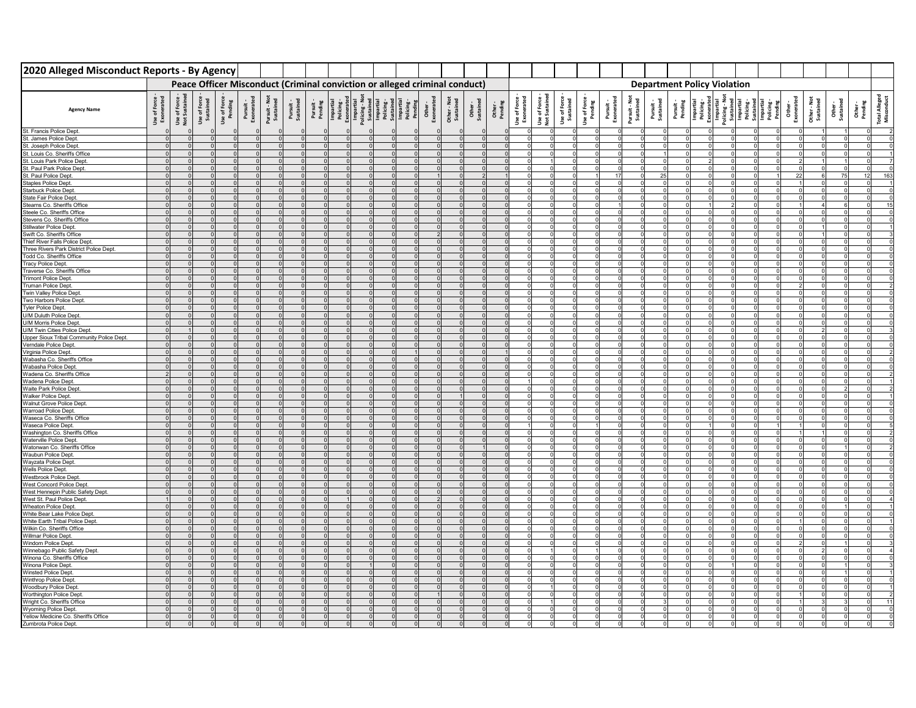# 2020 Alleged Misconduct Reports - By Agency

| Agency Name | Peace Officer Misconduct (Criminal conviction or alleged criminal conduct) | | | | | | | | | | | | | | | | Department Policy Violation | | | | | | | | | | | | | | | | |
|---|---|---|---|---|---|---|---|---|---|---|---|---|---|---|---|---|---|---|---|---|---|---|---|---|---|---|---|---|---|---|---|---|---|
| | Use of Force - Exonerated | Use of Force - Not Sustained | Use of Force - Sustained | Use of Force - Pending | Pursuit - Exonerated | Pursuit - Not Sustained | Pursuit - Sustained | Pursuit - Pending | Impartial Policing - Exonerated | Impartial Policing - Not Sustained | Impartial Policing - Sustained | Impartial Policing - Pending | Other - Exonerated | Other - Not Sustained | Other - Sustained | Other - Pending | Use of Force - Exonerated | Use of Force - Not Sustained | Use of Force - Sustained | Use of Force - Pending | Pursuit - Exonerated | Pursuit - Not Sustained | Pursuit - Sustained | Pursuit - Pending | Impartial Policing - Exonerated | Impartial Policing - Not Sustained | Impartial Policing - Sustained | Impartial Policing - Pending | Other - Exonerated | Other - Not Sustained | Other - Sustained | Other - Pending | Total Alleged Misconduct |
| St. Francis Police Dept. | 0 | 0 | 0 | 0 | 0 | 0 | 0 | 0 | 0 | 0 | 0 | 0 | 0 | 0 | 0 | 0 | 0 | 0 | 0 | 0 | 0 | 0 | 0 | 0 | 0 | 0 | 0 | 0 | 0 | 1 | 1 | 0 | 2 |
| St. James Police Dept. | 0 | 0 | 0 | 0 | 0 | 0 | 0 | 0 | 0 | 0 | 0 | 0 | 0 | 0 | 0 | 0 | 0 | 0 | 0 | 0 | 0 | 0 | 0 | 0 | 0 | 0 | 0 | 0 | 0 | 0 | 0 | 0 | 0 |
| St. Joseph Police Dept. | 0 | 0 | 0 | 0 | 0 | 0 | 0 | 0 | 0 | 0 | 0 | 0 | 0 | 0 | 0 | 0 | 0 | 0 | 0 | 0 | 0 | 0 | 0 | 0 | 0 | 0 | 0 | 0 | 0 | 0 | 0 | 0 | 0 |
| St. Louis Co. Sheriffs Office | 0 | 0 | 0 | 0 | 0 | 0 | 0 | 0 | 0 | 0 | 0 | 0 | 0 | 0 | 0 | 0 | 0 | 0 | 0 | 0 | 0 | 0 | 1 | 0 | 0 | 0 | 0 | 0 | 0 | 0 | 0 | 0 | 1 |
| St. Louis Park Police Dept. | 0 | 0 | 0 | 0 | 0 | 0 | 0 | 0 | 0 | 0 | 0 | 0 | 0 | 0 | 0 | 0 | 0 | 1 | 0 | 0 | 0 | 0 | 0 | 0 | 0 | 2 | 0 | 0 | 2 | 1 | 1 | 0 | 7 |
| St. Paul Park Police Dept. | 0 | 0 | 0 | 0 | 0 | 0 | 0 | 0 | 0 | 0 | 0 | 0 | 0 | 0 | 0 | 0 | 0 | 0 | 0 | 0 | 0 | 0 | 0 | 0 | 0 | 0 | 0 | 0 | 0 | 0 | 0 | 0 | 0 |
| St. Paul Police Dept. | 0 | 0 | 0 | 0 | 0 | 0 | 0 | 0 | 0 | 0 | 0 | 0 | 1 | 0 | 2 | 1 | 0 | 0 | 0 | 1 | 17 | 0 | 25 | 0 | 0 | 0 | 0 | 1 | 22 | 6 | 75 | 12 | 163 |
| Staples Police Dept. | 0 | 0 | 0 | 0 | 0 | 0 | 0 | 0 | 0 | 0 | 0 | 0 | 0 | 0 | 0 | 0 | 0 | 0 | 0 | 0 | 0 | 0 | 0 | 0 | 0 | 0 | 0 | 0 | 1 | 0 | 0 | 0 | 1 |
| Starbuck Police Dept. | 0 | 0 | 0 | 0 | 0 | 0 | 0 | 0 | 0 | 0 | 0 | 0 | 0 | 0 | 0 | 0 | 0 | 0 | 0 | 0 | 0 | 0 | 0 | 0 | 0 | 0 | 0 | 0 | 0 | 0 | 0 | 0 | 0 |
| State Fair Police Dept. | 0 | 0 | 0 | 0 | 0 | 0 | 0 | 0 | 0 | 0 | 0 | 0 | 0 | 0 | 0 | 0 | 0 | 0 | 0 | 0 | 0 | 0 | 0 | 0 | 0 | 0 | 0 | 0 | 0 | 0 | 0 | 0 | 0 |
| Stearns Co. Sheriffs Office | 0 | 0 | 0 | 0 | 0 | 0 | 0 | 0 | 0 | 0 | 0 | 0 | 0 | 0 | 0 | 0 | 0 | 0 | 0 | 0 | 1 | 0 | 0 | 0 | 1 | 2 | 0 | 0 | 1 | 4 | 6 | 0 | 15 |
| Steele Co. Sheriffs Office | 0 | 0 | 0 | 0 | 0 | 0 | 0 | 0 | 0 | 0 | 0 | 0 | 0 | 0 | 0 | 0 | 0 | 0 | 0 | 0 | 0 | 0 | 0 | 0 | 0 | 0 | 0 | 0 | 0 | 0 | 0 | 0 | 0 |
| Stevens Co. Sheriffs Office | 0 | 0 | 0 | 0 | 0 | 0 | 0 | 0 | 0 | 0 | 0 | 0 | 0 | 0 | 0 | 0 | 0 | 0 | 0 | 0 | 0 | 0 | 0 | 0 | 0 | 0 | 0 | 0 | 0 | 0 | 0 | 0 | 0 |
| Stillwater Police Dept. | 0 | 0 | 0 | 0 | 0 | 0 | 0 | 0 | 0 | 0 | 0 | 0 | 0 | 0 | 0 | 0 | 0 | 0 | 0 | 0 | 0 | 0 | 0 | 0 | 0 | 0 | 0 | 0 | 0 | 1 | 0 | 0 | 1 |
| Swift Co. Sheriffs Office | 0 | 0 | 0 | 0 | 0 | 0 | 0 | 0 | 0 | 0 | 0 | 0 | 2 | 0 | 0 | 0 | 0 | 0 | 0 | 0 | 0 | 0 | 0 | 0 | 0 | 0 | 0 | 0 | 0 | 1 | 0 | 0 | 3 |
| Thief River Falls Police Dept. | 0 | 0 | 0 | 0 | 0 | 0 | 0 | 0 | 0 | 0 | 0 | 0 | 0 | 0 | 0 | 0 | 0 | 0 | 0 | 0 | 0 | 0 | 0 | 0 | 0 | 0 | 0 | 0 | 0 | 0 | 0 | 0 | 0 |
| Three Rivers Park District Police Dept. | 0 | 0 | 0 | 0 | 0 | 0 | 0 | 0 | 0 | 0 | 0 | 0 | 0 | 0 | 0 | 0 | 0 | 0 | 0 | 0 | 0 | 0 | 0 | 0 | 0 | 0 | 0 | 0 | 0 | 0 | 0 | 0 | 0 |
| Todd Co. Sheriffs Office | 0 | 0 | 0 | 0 | 0 | 0 | 0 | 0 | 0 | 0 | 0 | 0 | 0 | 0 | 0 | 0 | 0 | 0 | 0 | 0 | 0 | 0 | 0 | 0 | 0 | 0 | 0 | 0 | 0 | 0 | 0 | 0 | 0 |
| Tracy Police Dept. | 0 | 0 | 0 | 0 | 0 | 0 | 0 | 0 | 0 | 0 | 0 | 0 | 0 | 0 | 0 | 0 | 0 | 0 | 0 | 0 | 0 | 0 | 0 | 0 | 0 | 0 | 0 | 0 | 0 | 0 | 0 | 0 | 0 |
| Traverse Co. Sheriffs Office | 0 | 0 | 0 | 0 | 0 | 0 | 0 | 0 | 0 | 0 | 0 | 0 | 0 | 0 | 0 | 0 | 0 | 0 | 0 | 0 | 0 | 0 | 0 | 0 | 0 | 0 | 0 | 0 | 0 | 0 | 0 | 0 | 0 |
| Trimont Police Dept. | 0 | 0 | 0 | 0 | 0 | 0 | 0 | 0 | 0 | 0 | 0 | 0 | 0 | 0 | 0 | 0 | 0 | 0 | 0 | 0 | 0 | 0 | 0 | 0 | 0 | 0 | 0 | 0 | 0 | 0 | 0 | 0 | 0 |
| Truman Police Dept. | 0 | 0 | 0 | 0 | 0 | 0 | 0 | 0 | 0 | 0 | 0 | 0 | 0 | 0 | 0 | 0 | 0 | 0 | 0 | 0 | 0 | 0 | 0 | 0 | 0 | 0 | 0 | 0 | 2 | 0 | 0 | 0 | 2 |
| Twin Valley Police Dept. | 0 | 0 | 0 | 0 | 0 | 0 | 0 | 0 | 0 | 0 | 0 | 0 | 0 | 0 | 0 | 0 | 0 | 0 | 0 | 0 | 0 | 0 | 0 | 0 | 0 | 0 | 0 | 0 | 0 | 0 | 0 | 0 | 0 |
| Two Harbors Police Dept. | 0 | 0 | 0 | 0 | 0 | 0 | 0 | 0 | 0 | 0 | 0 | 0 | 0 | 0 | 0 | 0 | 0 | 0 | 0 | 0 | 0 | 0 | 0 | 0 | 0 | 0 | 0 | 0 | 0 | 0 | 0 | 0 | 0 |
| Tyler Police Dept. | 0 | 0 | 0 | 0 | 0 | 0 | 0 | 0 | 0 | 0 | 0 | 0 | 0 | 0 | 0 | 0 | 0 | 0 | 0 | 0 | 0 | 0 | 0 | 0 | 0 | 0 | 0 | 0 | 0 | 0 | 0 | 0 | 0 |
| U/M Duluth Police Dept. | 0 | 0 | 0 | 0 | 0 | 0 | 0 | 0 | 0 | 0 | 0 | 0 | 0 | 0 | 0 | 0 | 0 | 0 | 0 | 0 | 0 | 0 | 0 | 0 | 0 | 0 | 0 | 0 | 0 | 0 | 0 | 0 | 0 |
| U/M Morris Police Dept. | 0 | 0 | 0 | 0 | 0 | 0 | 0 | 0 | 0 | 0 | 0 | 0 | 0 | 0 | 0 | 0 | 0 | 0 | 0 | 0 | 0 | 0 | 0 | 0 | 0 | 0 | 0 | 0 | 0 | 0 | 0 | 0 | 0 |
| U/M Twin Cities Police Dept. | 0 | 1 | 0 | 0 | 0 | 0 | 0 | 0 | 0 | 0 | 0 | 0 | 0 | 0 | 0 | 0 | 0 | 0 | 0 | 0 | 0 | 0 | 0 | 0 | 0 | 0 | 0 | 0 | 0 | 2 | 0 | 0 | 3 |
| Upper Sioux Tribal Community Police Dept. | 0 | 0 | 0 | 0 | 0 | 0 | 0 | 0 | 0 | 0 | 0 | 0 | 0 | 0 | 0 | 0 | 0 | 0 | 0 | 0 | 0 | 0 | 0 | 0 | 0 | 0 | 0 | 0 | 0 | 0 | 0 | 0 | 0 |
| Verndale Police Dept. | 0 | 0 | 0 | 0 | 0 | 0 | 0 | 0 | 0 | 0 | 0 | 0 | 0 | 0 | 0 | 0 | 0 | 0 | 0 | 0 | 0 | 0 | 0 | 0 | 0 | 0 | 0 | 0 | 0 | 0 | 0 | 0 | 0 |
| Virginia Police Dept. | 0 | 0 | 0 | 0 | 0 | 0 | 0 | 0 | 0 | 0 | 0 | 1 | 0 | 0 | 0 | 1 | 0 | 0 | 0 | 0 | 0 | 0 | 0 | 0 | 0 | 0 | 0 | 0 | 0 | 0 | 0 | 0 | 2 |
| Wabasha Co. Sheriffs Office | 0 | 0 | 0 | 0 | 0 | 0 | 0 | 0 | 0 | 0 | 0 | 0 | 0 | 0 | 0 | 0 | 0 | 0 | 0 | 0 | 0 | 0 | 0 | 0 | 0 | 0 | 0 | 0 | 0 | 0 | 0 | 0 | 0 |
| Wabasha Police Dept. | 0 | 0 | 0 | 0 | 0 | 0 | 0 | 0 | 0 | 0 | 0 | 0 | 0 | 0 | 0 | 0 | 0 | 0 | 0 | 0 | 0 | 0 | 0 | 0 | 0 | 0 | 0 | 0 | 0 | 0 | 0 | 0 | 0 |
| Wadena Co. Sheriffs Office | 2 | 0 | 0 | 0 | 0 | 0 | 0 | 0 | 0 | 0 | 0 | 0 | 0 | 0 | 0 | 0 | 0 | 0 | 0 | 0 | 0 | 0 | 0 | 0 | 0 | 0 | 0 | 0 | 0 | 0 | 0 | 0 | 2 |
| Wadena Police Dept. | 0 | 0 | 0 | 0 | 0 | 0 | 0 | 0 | 0 | 0 | 0 | 0 | 0 | 0 | 0 | 0 | 1 | 0 | 0 | 0 | 0 | 0 | 0 | 0 | 0 | 0 | 0 | 0 | 0 | 0 | 0 | 0 | 1 |
| Waite Park Police Dept. | 0 | 0 | 0 | 0 | 0 | 0 | 0 | 0 | 0 | 0 | 0 | 0 | 0 | 0 | 0 | 0 | 0 | 0 | 0 | 0 | 0 | 0 | 0 | 0 | 0 | 0 | 0 | 0 | 0 | 0 | 2 | 0 | 2 |
| Walker Police Dept. | 0 | 0 | 0 | 0 | 0 | 0 | 0 | 0 | 0 | 0 | 0 | 0 | 0 | 1 | 0 | 0 | 0 | 0 | 0 | 0 | 0 | 0 | 0 | 0 | 0 | 0 | 0 | 0 | 0 | 0 | 0 | 0 | 1 |
| Walnut Grove Police Dept. | 0 | 0 | 0 | 0 | 0 | 0 | 0 | 0 | 0 | 0 | 0 | 0 | 0 | 0 | 0 | 0 | 0 | 0 | 0 | 0 | 0 | 0 | 0 | 0 | 0 | 0 | 0 | 0 | 0 | 0 | 0 | 0 | 0 |
| Warroad Police Dept. | 0 | 0 | 0 | 0 | 0 | 0 | 0 | 0 | 0 | 0 | 0 | 0 | 0 | 0 | 0 | 0 | 0 | 0 | 0 | 0 | 0 | 0 | 0 | 0 | 0 | 0 | 0 | 0 | 0 | 0 | 0 | 0 | 0 |
| Waseca Co. Sheriffs Office | 0 | 0 | 0 | 0 | 0 | 0 | 0 | 0 | 0 | 0 | 0 | 0 | 0 | 0 | 0 | 0 | 0 | 0 | 0 | 0 | 0 | 0 | 0 | 0 | 0 | 0 | 0 | 0 | 0 | 0 | 0 | 0 | 0 |
| Waseca Police Dept. | 0 | 0 | 0 | 0 | 0 | 0 | 0 | 0 | 0 | 0 | 0 | 0 | 0 | 0 | 0 | 0 | 1 | 0 | 0 | 1 | 0 | 0 | 0 | 0 | 1 | 0 | 0 | 1 | 1 | 0 | 0 | 0 | 5 |
| Washington Co. Sheriffs Office | 0 | 0 | 0 | 0 | 0 | 0 | 0 | 0 | 0 | 0 | 0 | 0 | 0 | 0 | 0 | 0 | 0 | 0 | 0 | 0 | 0 | 0 | 0 | 0 | 0 | 0 | 0 | 0 | 1 | 1 | 0 | 0 | 2 |
| Waterville Police Dept. | 0 | 0 | 0 | 0 | 0 | 0 | 0 | 0 | 0 | 0 | 0 | 0 | 0 | 0 | 0 | 0 | 0 | 0 | 0 | 0 | 0 | 0 | 0 | 0 | 0 | 0 | 0 | 0 | 0 | 0 | 0 | 0 | 0 |
| Watonwan Co. Sheriffs Office | 0 | 0 | 0 | 0 | 0 | 0 | 0 | 0 | 0 | 0 | 0 | 0 | 0 | 0 | 1 | 0 | 0 | 0 | 0 | 0 | 0 | 0 | 0 | 0 | 0 | 0 | 0 | 0 | 0 | 0 | 1 | 0 | 2 |
| Waubun Police Dept. | 0 | 0 | 0 | 0 | 0 | 0 | 0 | 0 | 0 | 0 | 0 | 0 | 0 | 0 | 0 | 0 | 0 | 0 | 0 | 0 | 0 | 0 | 0 | 0 | 0 | 0 | 0 | 0 | 0 | 0 | 0 | 0 | 0 |
| Wayzata Police Dept. | 0 | 0 | 0 | 0 | 0 | 0 | 0 | 0 | 0 | 0 | 0 | 0 | 0 | 0 | 0 | 0 | 0 | 0 | 0 | 0 | 0 | 0 | 0 | 0 | 0 | 0 | 0 | 0 | 0 | 0 | 0 | 0 | 0 |
| Wells Police Dept. | 0 | 0 | 0 | 0 | 0 | 0 | 0 | 0 | 0 | 0 | 0 | 0 | 0 | 0 | 0 | 0 | 0 | 0 | 0 | 0 | 0 | 0 | 0 | 0 | 0 | 0 | 0 | 0 | 0 | 0 | 0 | 0 | 0 |
| Westbrook Police Dept. | 0 | 0 | 0 | 0 | 0 | 0 | 0 | 0 | 0 | 0 | 0 | 0 | 0 | 0 | 0 | 0 | 0 | 0 | 0 | 0 | 0 | 0 | 0 | 0 | 0 | 0 | 0 | 0 | 0 | 0 | 0 | 0 | 0 |
| West Concord Police Dept. | 0 | 0 | 0 | 0 | 0 | 0 | 0 | 0 | 0 | 0 | 0 | 0 | 0 | 0 | 0 | 0 | 0 | 0 | 0 | 0 | 0 | 0 | 0 | 0 | 0 | 0 | 0 | 0 | 0 | 0 | 0 | 0 | 0 |
| West Hennepin Public Safety Dept. | 0 | 0 | 0 | 0 | 0 | 0 | 0 | 0 | 0 | 0 | 0 | 0 | 0 | 0 | 0 | 0 | 0 | 0 | 0 | 0 | 0 | 0 | 0 | 0 | 0 | 0 | 0 | 0 | 0 | 0 | 0 | 0 | 0 |
| West St. Paul Police Dept. | 1 | 0 | 0 | 0 | 0 | 0 | 0 | 0 | 1 | 0 | 0 | 0 | 2 | 0 | 0 | 0 | 0 | 0 | 0 | 0 | 0 | 0 | 0 | 0 | 0 | 0 | 0 | 0 | 0 | 0 | 0 | 0 | 4 |
| Wheaton Police Dept. | 0 | 0 | 0 | 0 | 0 | 0 | 0 | 0 | 0 | 0 | 0 | 0 | 0 | 0 | 0 | 0 | 0 | 0 | 0 | 0 | 0 | 0 | 0 | 0 | 0 | 0 | 0 | 0 | 0 | 0 | 1 | 0 | 1 |
| White Bear Lake Police Dept. | 0 | 0 | 0 | 0 | 0 | 0 | 0 | 0 | 0 | 0 | 0 | 0 | 0 | 0 | 0 | 0 | 0 | 0 | 0 | 0 | 0 | 0 | 0 | 0 | 0 | 0 | 0 | 0 | 0 | 0 | 0 | 0 | 0 |
| White Earth Tribal Police Dept. | 0 | 0 | 0 | 0 | 0 | 0 | 0 | 0 | 0 | 0 | 0 | 0 | 0 | 0 | 0 | 0 | 0 | 0 | 0 | 0 | 0 | 0 | 0 | 0 | 0 | 0 | 0 | 0 | 1 | 0 | 0 | 0 | 1 |
| Wilkin Co. Sheriffs Office | 0 | 0 | 0 | 0 | 0 | 0 | 0 | 0 | 0 | 0 | 0 | 0 | 0 | 0 | 0 | 0 | 0 | 0 | 0 | 0 | 0 | 0 | 0 | 0 | 0 | 0 | 0 | 0 | 0 | 0 | 0 | 0 | 0 |
| Willmar Police Dept. | 0 | 0 | 0 | 0 | 0 | 0 | 0 | 0 | 0 | 0 | 0 | 0 | 0 | 0 | 0 | 0 | 0 | 0 | 0 | 0 | 0 | 0 | 0 | 0 | 0 | 0 | 0 | 0 | 0 | 0 | 0 | 0 | 0 |
| Windom Police Dept. | 0 | 0 | 0 | 0 | 0 | 0 | 0 | 0 | 0 | 0 | 0 | 0 | 0 | 0 | 0 | 0 | 0 | 0 | 0 | 0 | 0 | 0 | 0 | 0 | 0 | 0 | 0 | 0 | 2 | 0 | 1 | 0 | 3 |
| Winnebago Public Safety Dept. | 0 | 0 | 0 | 0 | 0 | 0 | 0 | 0 | 0 | 0 | 0 | 0 | 0 | 0 | 0 | 0 | 0 | 1 | 0 | 1 | 0 | 0 | 0 | 0 | 0 | 0 | 0 | 0 | 0 | 2 | 0 | 0 | 4 |
| Winona Co. Sheriffs Office | 0 | 0 | 0 | 0 | 0 | 0 | 0 | 0 | 0 | 0 | 0 | 0 | 0 | 0 | 0 | 0 | 0 | 0 | 0 | 0 | 0 | 0 | 0 | 0 | 0 | 0 | 0 | 0 | 0 | 0 | 0 | 0 | 0 |
| Winona Police Dept. | 0 | 0 | 0 | 0 | 0 | 0 | 0 | 0 | 0 | 1 | 0 | 0 | 0 | 0 | 0 | 0 | 0 | 0 | 0 | 0 | 0 | 0 | 0 | 0 | 0 | 1 | 0 | 0 | 0 | 0 | 1 | 0 | 3 |
| Winsted Police Dept. | 0 | 0 | 0 | 0 | 0 | 0 | 0 | 0 | 0 | 0 | 0 | 0 | 0 | 0 | 0 | 0 | 0 | 0 | 0 | 0 | 0 | 0 | 0 | 0 | 0 | 0 | 0 | 0 | 0 | 0 | 1 | 0 | 1 |
| Winthrop Police Dept. | 0 | 0 | 0 | 0 | 0 | 0 | 0 | 0 | 0 | 0 | 0 | 0 | 0 | 0 | 0 | 0 | 0 | 0 | 0 | 0 | 0 | 0 | 0 | 0 | 0 | 0 | 0 | 0 | 0 | 0 | 0 | 0 | 0 |
| Woodbury Police Dept. | 0 | 0 | 0 | 0 | 0 | 0 | 0 | 0 | 0 | 0 | 0 | 0 | 0 | 0 | 0 | 0 | 0 | 1 | 0 | 0 | 0 | 0 | 0 | 0 | 0 | 0 | 0 | 0 | 0 | 0 | 0 | 0 | 1 |
| Worthington Police Dept. | 0 | 0 | 0 | 0 | 0 | 0 | 0 | 0 | 0 | 0 | 0 | 0 | 1 | 0 | 0 | 0 | 0 | 0 | 0 | 0 | 0 | 0 | 0 | 0 | 0 | 0 | 0 | 0 | 1 | 0 | 0 | 0 | 2 |
| Wright Co. Sheriffs Office | 0 | 0 | 0 | 0 | 0 | 0 | 0 | 0 | 0 | 0 | 0 | 0 | 0 | 0 | 0 | 0 | 0 | 1 | 0 | 0 | 0 | 0 | 3 | 0 | 0 | 0 | 0 | 0 | 1 | 3 | 3 | 0 | 11 |
| Wyoming Police Dept. | 0 | 0 | 0 | 0 | 0 | 0 | 0 | 0 | 0 | 0 | 0 | 0 | 0 | 0 | 0 | 0 | 0 | 0 | 0 | 0 | 0 | 0 | 0 | 0 | 0 | 0 | 0 | 0 | 0 | 0 | 0 | 0 | 0 |
| Yellow Medicine Co. Sheriffs Office | 0 | 0 | 0 | 0 | 0 | 0 | 0 | 0 | 0 | 0 | 0 | 0 | 0 | 0 | 0 | 0 | 0 | 0 | 0 | 0 | 0 | 0 | 0 | 0 | 0 | 0 | 0 | 0 | 0 | 0 | 0 | 0 | 0 |
| Zumbrota Police Dept. | 0 | 0 | 0 | 0 | 0 | 0 | 0 | 0 | 0 | 0 | 0 | 0 | 0 | 0 | 0 | 0 | 0 | 0 | 0 | 0 | 0 | 0 | 0 | 0 | 0 | 0 | 0 | 0 | 0 | 0 | 0 | 0 | 0 |